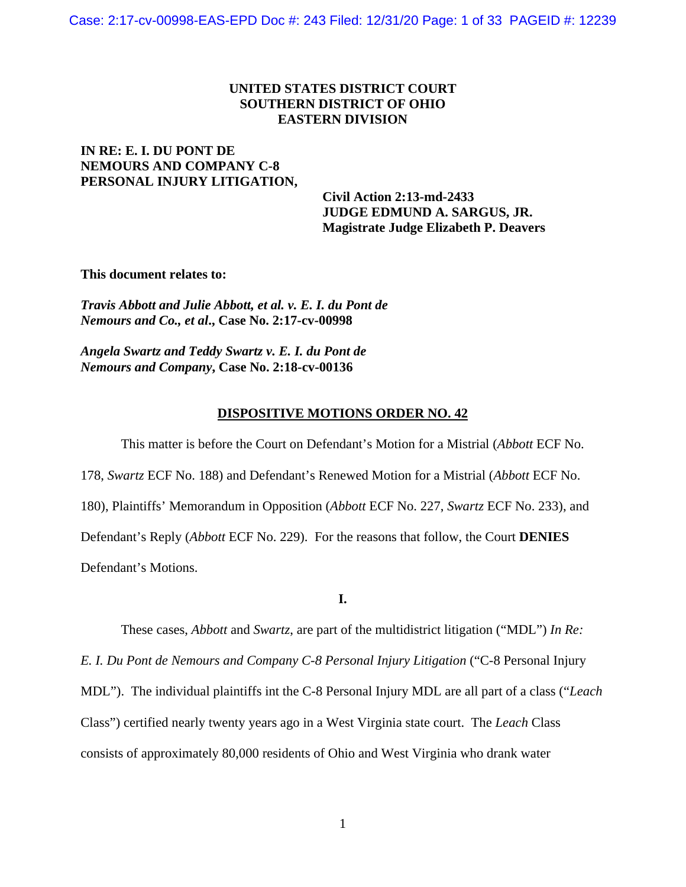**UNITED STATES DISTRICT COURT**
**SOUTHERN DISTRICT OF OHIO**
**EASTERN DIVISION**

**IN RE: E. I. DU PONT DE NEMOURS AND COMPANY C-8 PERSONAL INJURY LITIGATION,**

**Civil Action 2:13-md-2433**
**JUDGE EDMUND A. SARGUS, JR.**
**Magistrate Judge Elizabeth P. Deavers**

**This document relates to:**

***Travis Abbott and Julie Abbott, et al. v. E. I. du Pont de Nemours and Co., et al.*, Case No. 2:17-cv-00998**

***Angela Swartz and Teddy Swartz v. E. I. du Pont de Nemours and Company*, Case No. 2:18-cv-00136**

## DISPOSITIVE MOTIONS ORDER NO. 42

This matter is before the Court on Defendant's Motion for a Mistrial (*Abbott* ECF No. 178, *Swartz* ECF No. 188) and Defendant's Renewed Motion for a Mistrial (*Abbott* ECF No. 180), Plaintiffs' Memorandum in Opposition (*Abbott* ECF No. 227, *Swartz* ECF No. 233), and Defendant's Reply (*Abbott* ECF No. 229). For the reasons that follow, the Court **DENIES** Defendant's Motions.

**I.**

These cases, *Abbott* and *Swartz*, are part of the multidistrict litigation ("MDL") *In Re: E. I. Du Pont de Nemours and Company C-8 Personal Injury Litigation* ("C-8 Personal Injury MDL"). The individual plaintiffs int the C-8 Personal Injury MDL are all part of a class ("*Leach* Class") certified nearly twenty years ago in a West Virginia state court. The *Leach* Class consists of approximately 80,000 residents of Ohio and West Virginia who drank water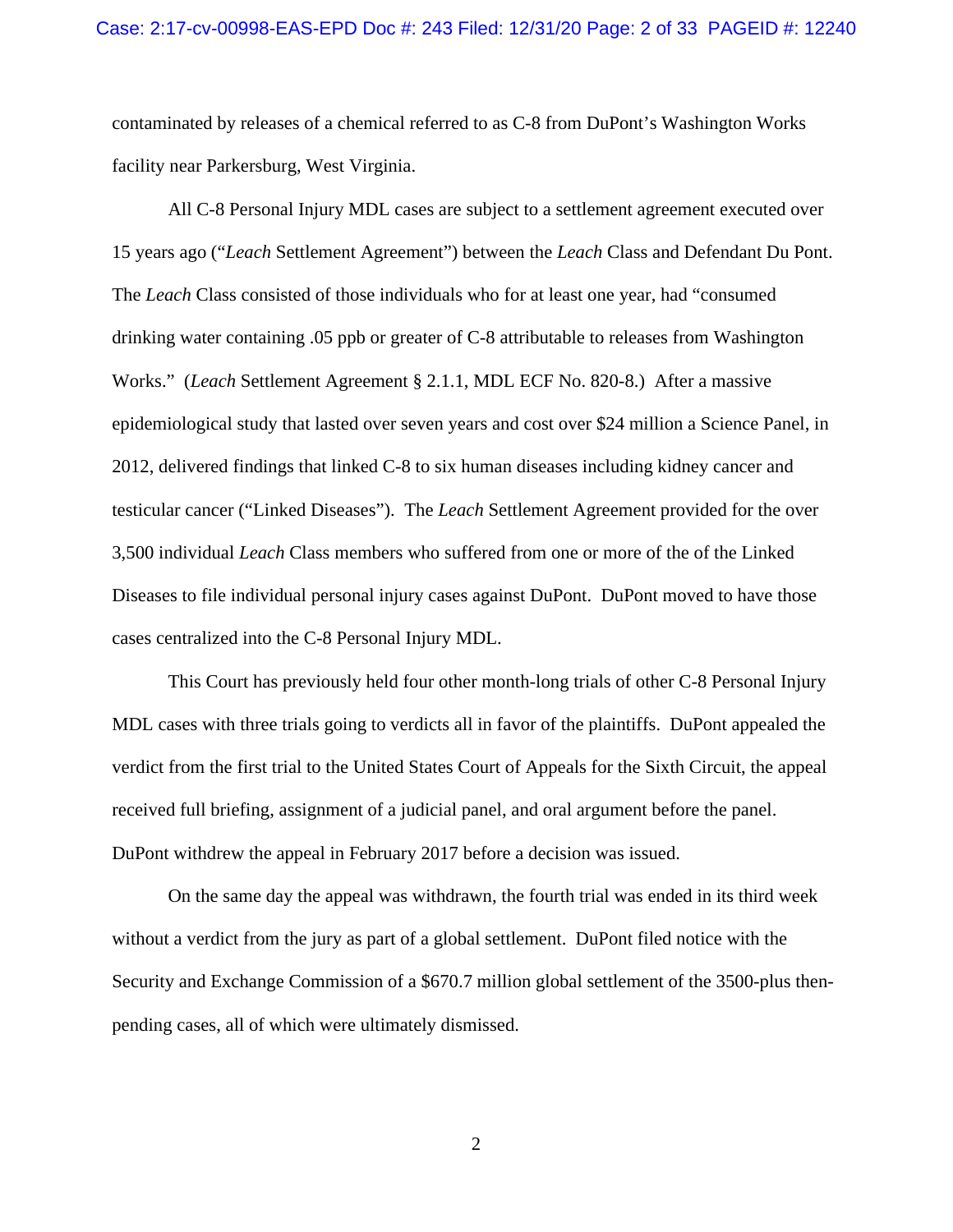contaminated by releases of a chemical referred to as C-8 from DuPont's Washington Works facility near Parkersburg, West Virginia.

All C-8 Personal Injury MDL cases are subject to a settlement agreement executed over 15 years ago ("*Leach* Settlement Agreement") between the *Leach* Class and Defendant Du Pont. The *Leach* Class consisted of those individuals who for at least one year, had "consumed drinking water containing .05 ppb or greater of C-8 attributable to releases from Washington Works." (*Leach* Settlement Agreement § 2.1.1, MDL ECF No. 820-8.) After a massive epidemiological study that lasted over seven years and cost over $24 million a Science Panel, in 2012, delivered findings that linked C-8 to six human diseases including kidney cancer and testicular cancer ("Linked Diseases"). The *Leach* Settlement Agreement provided for the over 3,500 individual *Leach* Class members who suffered from one or more of the of the Linked Diseases to file individual personal injury cases against DuPont. DuPont moved to have those cases centralized into the C-8 Personal Injury MDL.

This Court has previously held four other month-long trials of other C-8 Personal Injury MDL cases with three trials going to verdicts all in favor of the plaintiffs. DuPont appealed the verdict from the first trial to the United States Court of Appeals for the Sixth Circuit, the appeal received full briefing, assignment of a judicial panel, and oral argument before the panel. DuPont withdrew the appeal in February 2017 before a decision was issued.

On the same day the appeal was withdrawn, the fourth trial was ended in its third week without a verdict from the jury as part of a global settlement. DuPont filed notice with the Security and Exchange Commission of a $670.7 million global settlement of the 3500-plus then-pending cases, all of which were ultimately dismissed.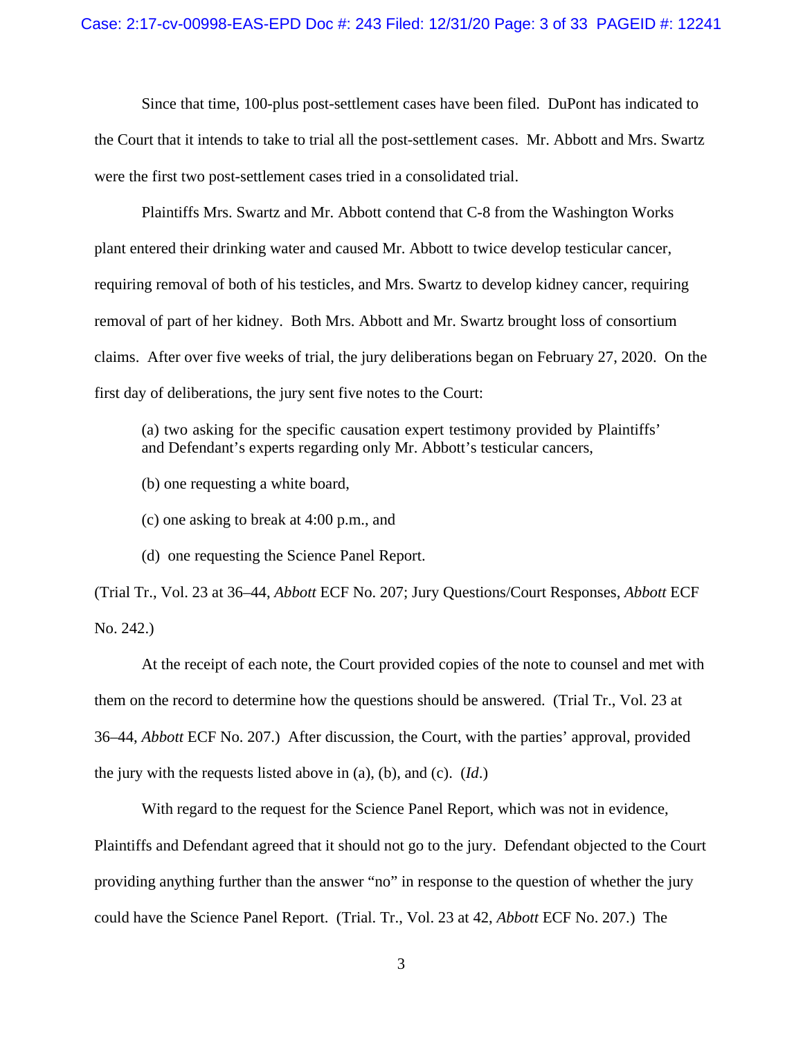Since that time, 100-plus post-settlement cases have been filed. DuPont has indicated to the Court that it intends to take to trial all the post-settlement cases. Mr. Abbott and Mrs. Swartz were the first two post-settlement cases tried in a consolidated trial.

Plaintiffs Mrs. Swartz and Mr. Abbott contend that C-8 from the Washington Works plant entered their drinking water and caused Mr. Abbott to twice develop testicular cancer, requiring removal of both of his testicles, and Mrs. Swartz to develop kidney cancer, requiring removal of part of her kidney. Both Mrs. Abbott and Mr. Swartz brought loss of consortium claims. After over five weeks of trial, the jury deliberations began on February 27, 2020. On the first day of deliberations, the jury sent five notes to the Court:

> (a) two asking for the specific causation expert testimony provided by Plaintiffs' and Defendant's experts regarding only Mr. Abbott's testicular cancers,
>
> (b) one requesting a white board,
>
> (c) one asking to break at 4:00 p.m., and
>
> (d) one requesting the Science Panel Report.

(Trial Tr., Vol. 23 at 36–44, *Abbott* ECF No. 207; Jury Questions/Court Responses, *Abbott* ECF No. 242.)

At the receipt of each note, the Court provided copies of the note to counsel and met with them on the record to determine how the questions should be answered. (Trial Tr., Vol. 23 at 36–44, *Abbott* ECF No. 207.) After discussion, the Court, with the parties' approval, provided the jury with the requests listed above in (a), (b), and (c). (*Id*.)

With regard to the request for the Science Panel Report, which was not in evidence, Plaintiffs and Defendant agreed that it should not go to the jury. Defendant objected to the Court providing anything further than the answer "no" in response to the question of whether the jury could have the Science Panel Report. (Trial. Tr., Vol. 23 at 42, *Abbott* ECF No. 207.) The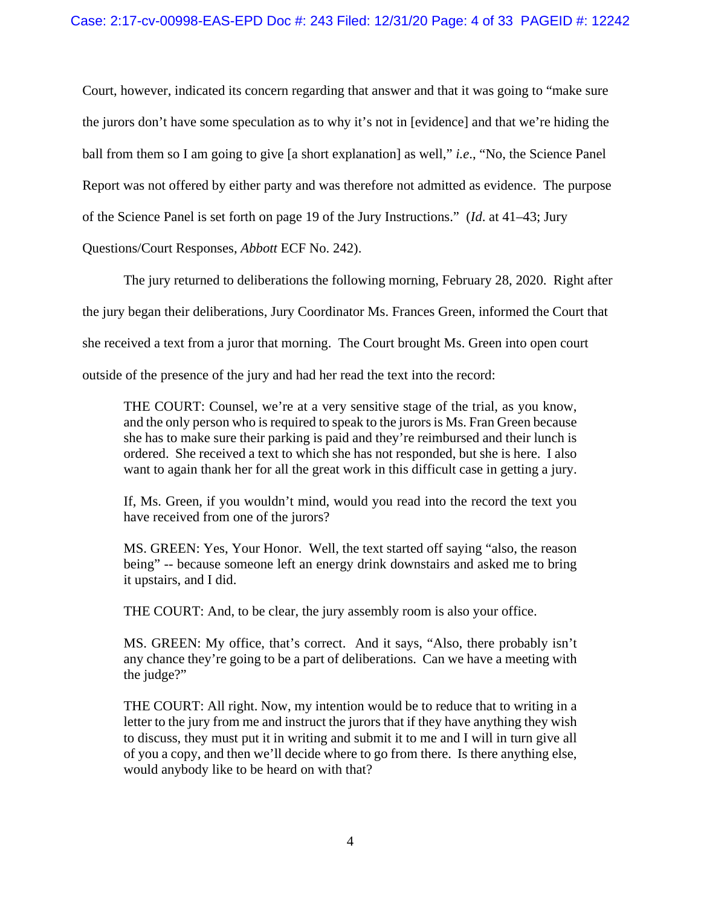Court, however, indicated its concern regarding that answer and that it was going to "make sure the jurors don't have some speculation as to why it's not in [evidence] and that we're hiding the ball from them so I am going to give [a short explanation] as well," *i.e.*, "No, the Science Panel Report was not offered by either party and was therefore not admitted as evidence. The purpose of the Science Panel is set forth on page 19 of the Jury Instructions." (*Id*. at 41–43; Jury Questions/Court Responses, *Abbott* ECF No. 242).

The jury returned to deliberations the following morning, February 28, 2020. Right after the jury began their deliberations, Jury Coordinator Ms. Frances Green, informed the Court that she received a text from a juror that morning. The Court brought Ms. Green into open court outside of the presence of the jury and had her read the text into the record:

> THE COURT: Counsel, we're at a very sensitive stage of the trial, as you know, and the only person who is required to speak to the jurors is Ms. Fran Green because she has to make sure their parking is paid and they're reimbursed and their lunch is ordered. She received a text to which she has not responded, but she is here. I also want to again thank her for all the great work in this difficult case in getting a jury.
>
> If, Ms. Green, if you wouldn't mind, would you read into the record the text you have received from one of the jurors?
>
> MS. GREEN: Yes, Your Honor. Well, the text started off saying "also, the reason being" -- because someone left an energy drink downstairs and asked me to bring it upstairs, and I did.
>
> THE COURT: And, to be clear, the jury assembly room is also your office.
>
> MS. GREEN: My office, that's correct. And it says, "Also, there probably isn't any chance they're going to be a part of deliberations. Can we have a meeting with the judge?"
>
> THE COURT: All right. Now, my intention would be to reduce that to writing in a letter to the jury from me and instruct the jurors that if they have anything they wish to discuss, they must put it in writing and submit it to me and I will in turn give all of you a copy, and then we'll decide where to go from there. Is there anything else, would anybody like to be heard on with that?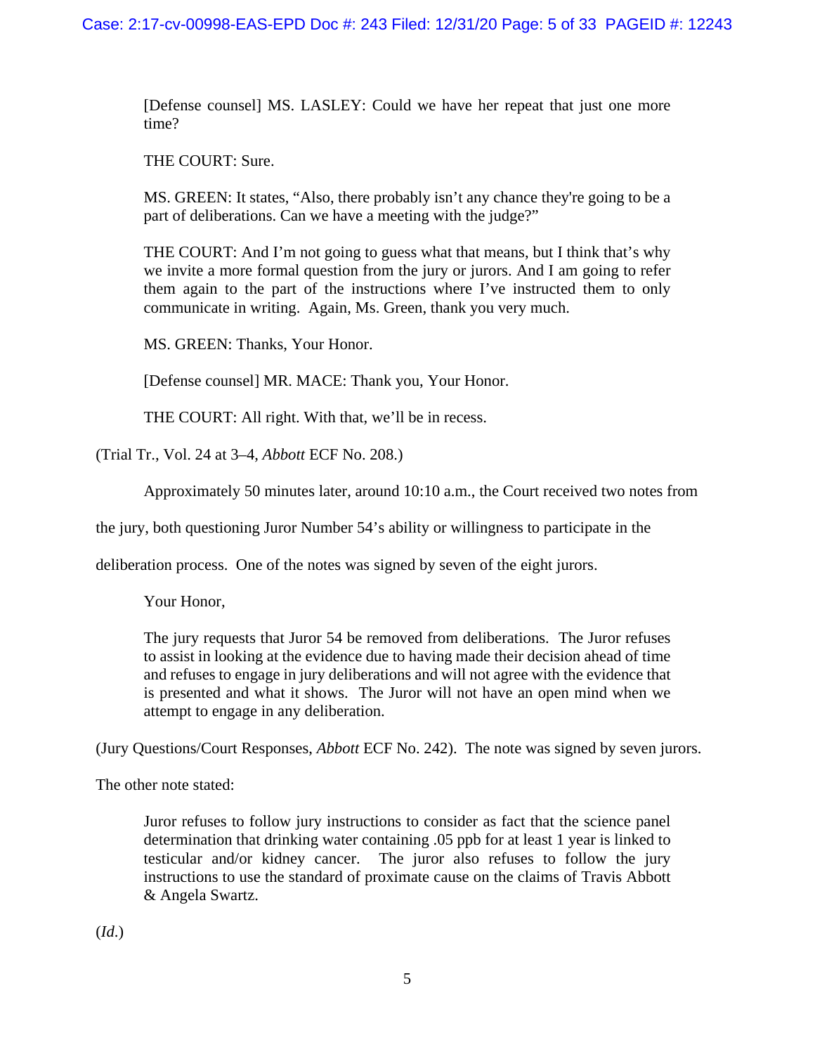> [Defense counsel] MS. LASLEY: Could we have her repeat that just one more time?
>
> THE COURT: Sure.
>
> MS. GREEN: It states, "Also, there probably isn't any chance they're going to be a part of deliberations. Can we have a meeting with the judge?"
>
> THE COURT: And I'm not going to guess what that means, but I think that's why we invite a more formal question from the jury or jurors. And I am going to refer them again to the part of the instructions where I've instructed them to only communicate in writing. Again, Ms. Green, thank you very much.
>
> MS. GREEN: Thanks, Your Honor.
>
> [Defense counsel] MR. MACE: Thank you, Your Honor.
>
> THE COURT: All right. With that, we'll be in recess.

(Trial Tr., Vol. 24 at 3–4, *Abbott* ECF No. 208.)

Approximately 50 minutes later, around 10:10 a.m., the Court received two notes from the jury, both questioning Juror Number 54's ability or willingness to participate in the deliberation process. One of the notes was signed by seven of the eight jurors.

> Your Honor,
>
> The jury requests that Juror 54 be removed from deliberations. The Juror refuses to assist in looking at the evidence due to having made their decision ahead of time and refuses to engage in jury deliberations and will not agree with the evidence that is presented and what it shows. The Juror will not have an open mind when we attempt to engage in any deliberation.

(Jury Questions/Court Responses, *Abbott* ECF No. 242). The note was signed by seven jurors.

The other note stated:

> Juror refuses to follow jury instructions to consider as fact that the science panel determination that drinking water containing .05 ppb for at least 1 year is linked to testicular and/or kidney cancer. The juror also refuses to follow the jury instructions to use the standard of proximate cause on the claims of Travis Abbott & Angela Swartz.

(*Id.*)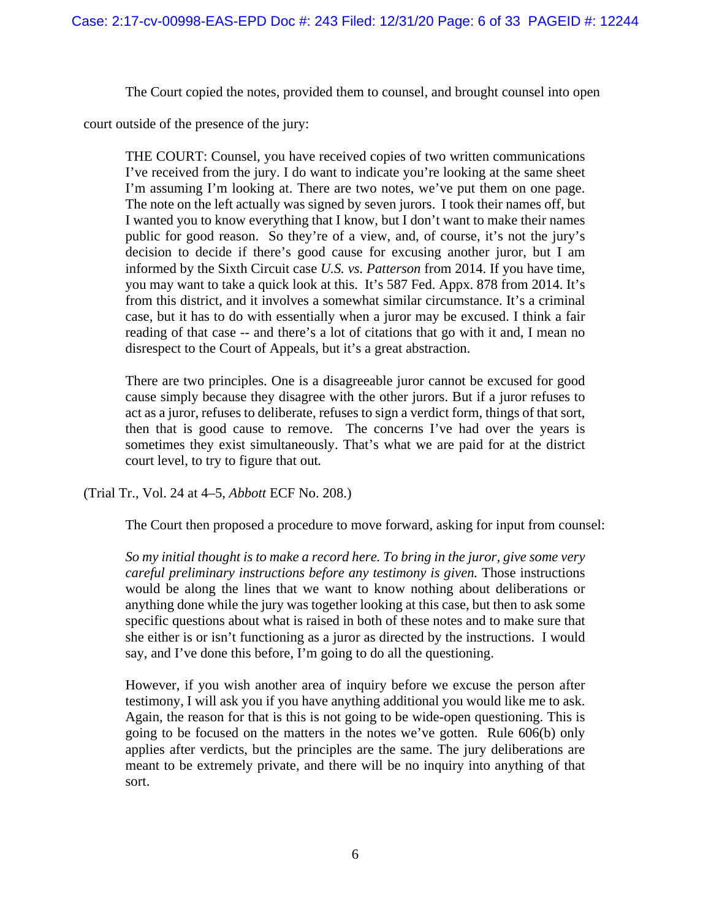The Court copied the notes, provided them to counsel, and brought counsel into open court outside of the presence of the jury:

> THE COURT: Counsel, you have received copies of two written communications I've received from the jury. I do want to indicate you're looking at the same sheet I'm assuming I'm looking at. There are two notes, we've put them on one page. The note on the left actually was signed by seven jurors. I took their names off, but I wanted you to know everything that I know, but I don't want to make their names public for good reason. So they're of a view, and, of course, it's not the jury's decision to decide if there's good cause for excusing another juror, but I am informed by the Sixth Circuit case *U.S. vs. Patterson* from 2014. If you have time, you may want to take a quick look at this. It's 587 Fed. Appx. 878 from 2014. It's from this district, and it involves a somewhat similar circumstance. It's a criminal case, but it has to do with essentially when a juror may be excused. I think a fair reading of that case -- and there's a lot of citations that go with it and, I mean no disrespect to the Court of Appeals, but it's a great abstraction.
>
> There are two principles. One is a disagreeable juror cannot be excused for good cause simply because they disagree with the other jurors. But if a juror refuses to act as a juror, refuses to deliberate, refuses to sign a verdict form, things of that sort, then that is good cause to remove. The concerns I've had over the years is sometimes they exist simultaneously. That's what we are paid for at the district court level, to try to figure that out.

(Trial Tr., Vol. 24 at 4–5, *Abbott* ECF No. 208.)

The Court then proposed a procedure to move forward, asking for input from counsel:

> *So my initial thought is to make a record here. To bring in the juror, give some very careful preliminary instructions before any testimony is given.* Those instructions would be along the lines that we want to know nothing about deliberations or anything done while the jury was together looking at this case, but then to ask some specific questions about what is raised in both of these notes and to make sure that she either is or isn't functioning as a juror as directed by the instructions. I would say, and I've done this before, I'm going to do all the questioning.
>
> However, if you wish another area of inquiry before we excuse the person after testimony, I will ask you if you have anything additional you would like me to ask. Again, the reason for that is this is not going to be wide-open questioning. This is going to be focused on the matters in the notes we've gotten. Rule 606(b) only applies after verdicts, but the principles are the same. The jury deliberations are meant to be extremely private, and there will be no inquiry into anything of that sort.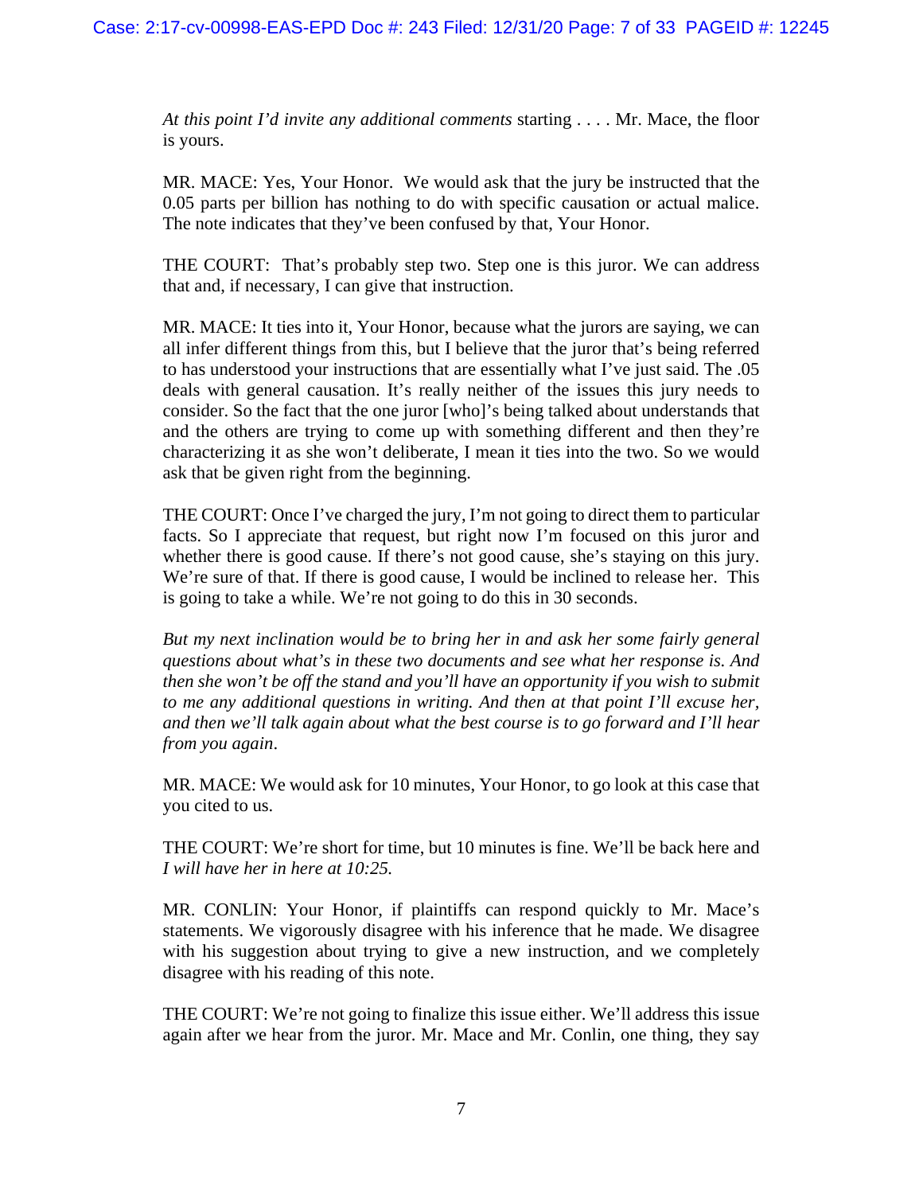*At this point I'd invite any additional comments* starting . . . . Mr. Mace, the floor is yours.

MR. MACE: Yes, Your Honor. We would ask that the jury be instructed that the 0.05 parts per billion has nothing to do with specific causation or actual malice. The note indicates that they've been confused by that, Your Honor.

THE COURT: That's probably step two. Step one is this juror. We can address that and, if necessary, I can give that instruction.

MR. MACE: It ties into it, Your Honor, because what the jurors are saying, we can all infer different things from this, but I believe that the juror that's being referred to has understood your instructions that are essentially what I've just said. The .05 deals with general causation. It's really neither of the issues this jury needs to consider. So the fact that the one juror [who]'s being talked about understands that and the others are trying to come up with something different and then they're characterizing it as she won't deliberate, I mean it ties into the two. So we would ask that be given right from the beginning.

THE COURT: Once I've charged the jury, I'm not going to direct them to particular facts. So I appreciate that request, but right now I'm focused on this juror and whether there is good cause. If there's not good cause, she's staying on this jury. We're sure of that. If there is good cause, I would be inclined to release her. This is going to take a while. We're not going to do this in 30 seconds.

*But my next inclination would be to bring her in and ask her some fairly general questions about what's in these two documents and see what her response is. And then she won't be off the stand and you'll have an opportunity if you wish to submit to me any additional questions in writing. And then at that point I'll excuse her, and then we'll talk again about what the best course is to go forward and I'll hear from you again*.

MR. MACE: We would ask for 10 minutes, Your Honor, to go look at this case that you cited to us.

THE COURT: We're short for time, but 10 minutes is fine. We'll be back here and *I will have her in here at 10:25.*

MR. CONLIN: Your Honor, if plaintiffs can respond quickly to Mr. Mace's statements. We vigorously disagree with his inference that he made. We disagree with his suggestion about trying to give a new instruction, and we completely disagree with his reading of this note.

THE COURT: We're not going to finalize this issue either. We'll address this issue again after we hear from the juror. Mr. Mace and Mr. Conlin, one thing, they say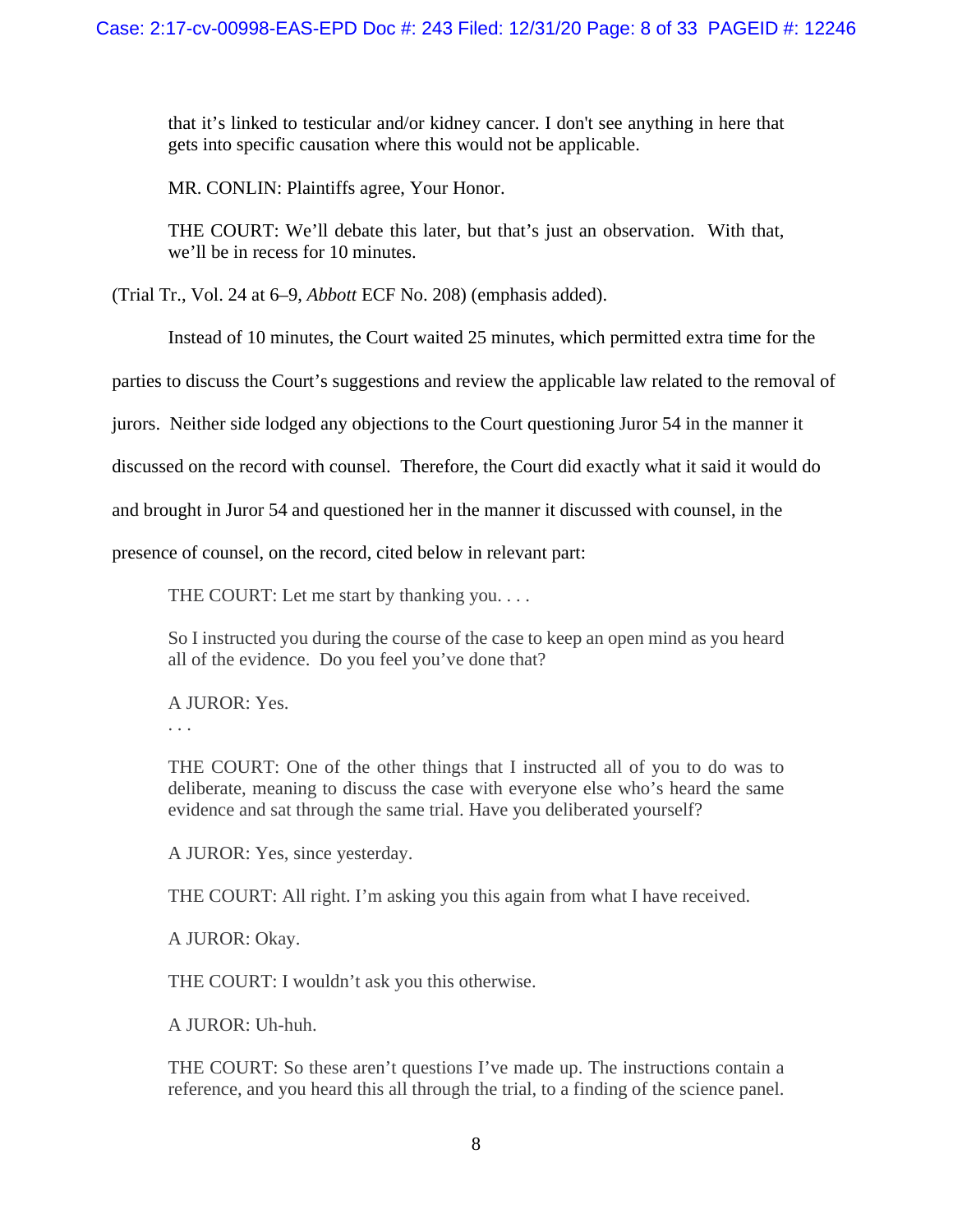that it's linked to testicular and/or kidney cancer. I don't see anything in here that gets into specific causation where this would not be applicable.

MR. CONLIN: Plaintiffs agree, Your Honor.

THE COURT: We'll debate this later, but that's just an observation. With that, we'll be in recess for 10 minutes.

(Trial Tr., Vol. 24 at 6–9, *Abbott* ECF No. 208) (emphasis added).

Instead of 10 minutes, the Court waited 25 minutes, which permitted extra time for the parties to discuss the Court's suggestions and review the applicable law related to the removal of jurors. Neither side lodged any objections to the Court questioning Juror 54 in the manner it discussed on the record with counsel. Therefore, the Court did exactly what it said it would do and brought in Juror 54 and questioned her in the manner it discussed with counsel, in the presence of counsel, on the record, cited below in relevant part:

THE COURT: Let me start by thanking you. . . .

So I instructed you during the course of the case to keep an open mind as you heard all of the evidence. Do you feel you've done that?

A JUROR: Yes.

. . .

THE COURT: One of the other things that I instructed all of you to do was to deliberate, meaning to discuss the case with everyone else who's heard the same evidence and sat through the same trial. Have you deliberated yourself?

A JUROR: Yes, since yesterday.

THE COURT: All right. I'm asking you this again from what I have received.

A JUROR: Okay.

THE COURT: I wouldn't ask you this otherwise.

A JUROR: Uh-huh.

THE COURT: So these aren't questions I've made up. The instructions contain a reference, and you heard this all through the trial, to a finding of the science panel.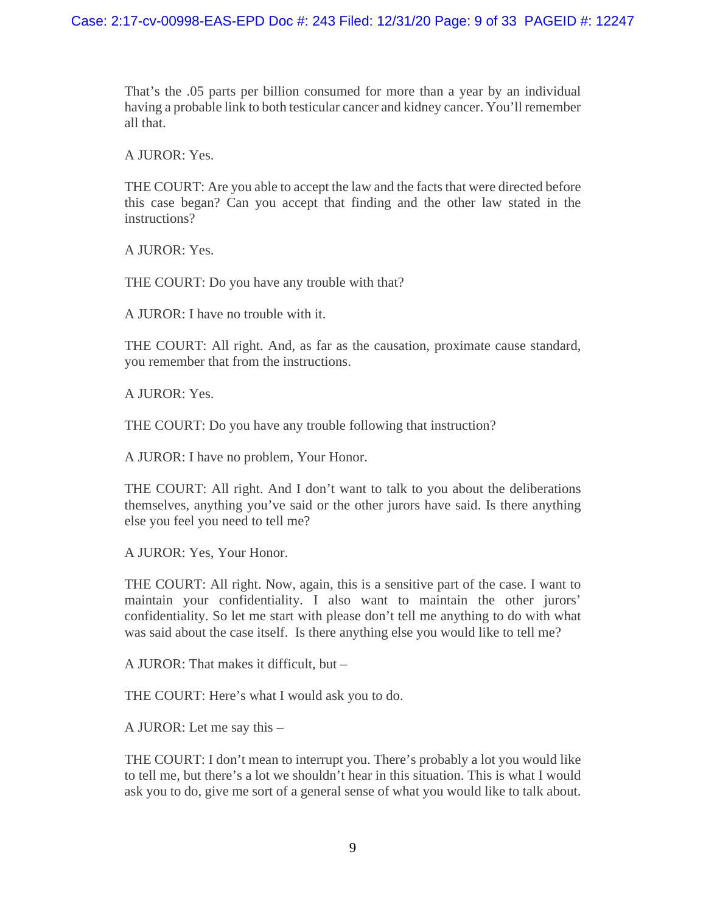That's the .05 parts per billion consumed for more than a year by an individual having a probable link to both testicular cancer and kidney cancer. You'll remember all that.

A JUROR: Yes.

THE COURT: Are you able to accept the law and the facts that were directed before this case began? Can you accept that finding and the other law stated in the instructions?

A JUROR: Yes.

THE COURT: Do you have any trouble with that?

A JUROR: I have no trouble with it.

THE COURT: All right. And, as far as the causation, proximate cause standard, you remember that from the instructions.

A JUROR: Yes.

THE COURT: Do you have any trouble following that instruction?

A JUROR: I have no problem, Your Honor.

THE COURT: All right. And I don't want to talk to you about the deliberations themselves, anything you've said or the other jurors have said. Is there anything else you feel you need to tell me?

A JUROR: Yes, Your Honor.

THE COURT: All right. Now, again, this is a sensitive part of the case. I want to maintain your confidentiality. I also want to maintain the other jurors' confidentiality. So let me start with please don't tell me anything to do with what was said about the case itself. Is there anything else you would like to tell me?

A JUROR: That makes it difficult, but –

THE COURT: Here's what I would ask you to do.

A JUROR: Let me say this –

THE COURT: I don't mean to interrupt you. There's probably a lot you would like to tell me, but there's a lot we shouldn't hear in this situation. This is what I would ask you to do, give me sort of a general sense of what you would like to talk about.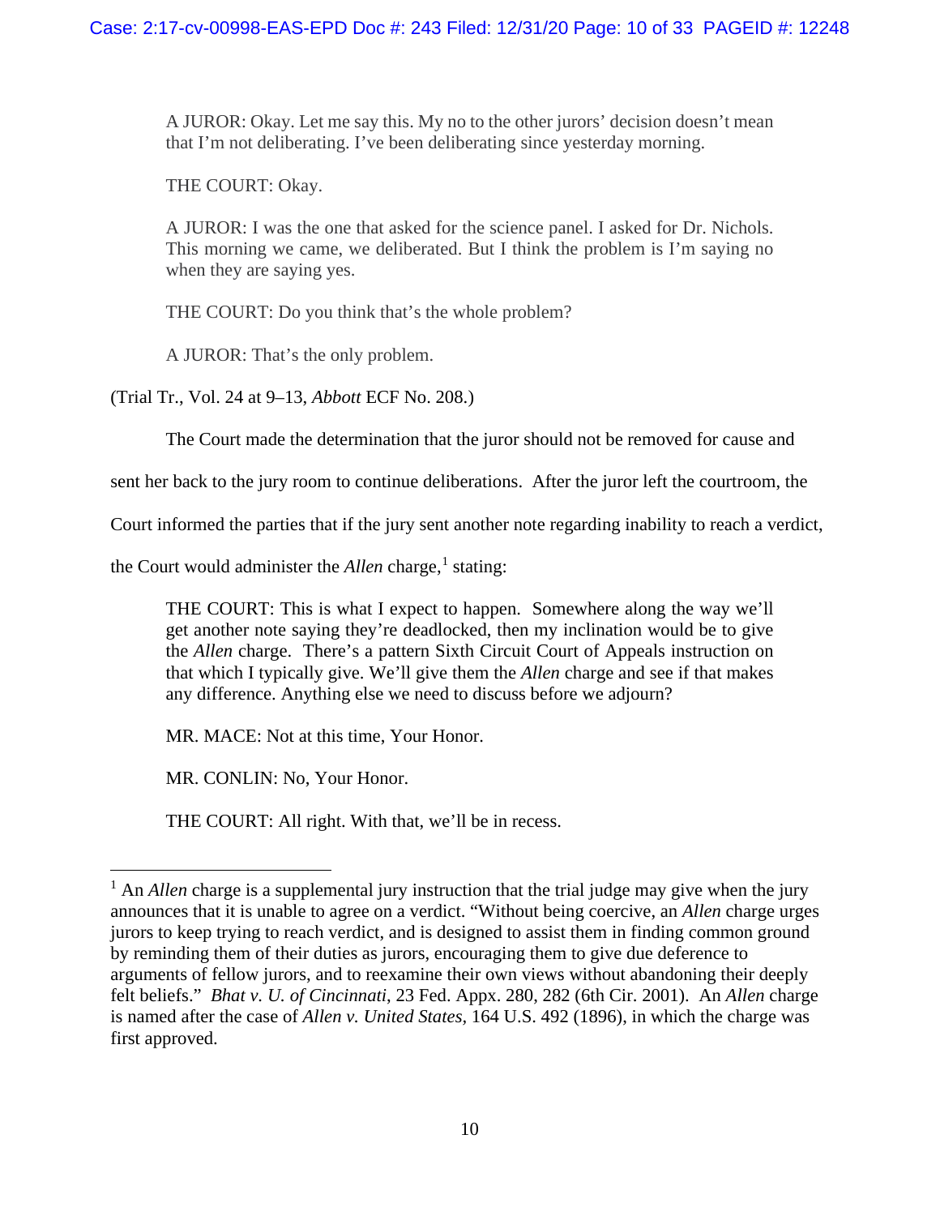> A JUROR: Okay. Let me say this. My no to the other jurors' decision doesn't mean that I'm not deliberating. I've been deliberating since yesterday morning.
>
> THE COURT: Okay.
>
> A JUROR: I was the one that asked for the science panel. I asked for Dr. Nichols. This morning we came, we deliberated. But I think the problem is I'm saying no when they are saying yes.
>
> THE COURT: Do you think that's the whole problem?
>
> A JUROR: That's the only problem.

(Trial Tr., Vol. 24 at 9–13, *Abbott* ECF No. 208.)

The Court made the determination that the juror should not be removed for cause and sent her back to the jury room to continue deliberations. After the juror left the courtroom, the Court informed the parties that if the jury sent another note regarding inability to reach a verdict, the Court would administer the *Allen* charge,[1] stating:

> THE COURT: This is what I expect to happen. Somewhere along the way we'll get another note saying they're deadlocked, then my inclination would be to give the *Allen* charge. There's a pattern Sixth Circuit Court of Appeals instruction on that which I typically give. We'll give them the *Allen* charge and see if that makes any difference. Anything else we need to discuss before we adjourn?
>
> MR. MACE: Not at this time, Your Honor.
>
> MR. CONLIN: No, Your Honor.
>
> THE COURT: All right. With that, we'll be in recess.

---

[1] An *Allen* charge is a supplemental jury instruction that the trial judge may give when the jury announces that it is unable to agree on a verdict. "Without being coercive, an *Allen* charge urges jurors to keep trying to reach verdict, and is designed to assist them in finding common ground by reminding them of their duties as jurors, encouraging them to give due deference to arguments of fellow jurors, and to reexamine their own views without abandoning their deeply felt beliefs." *Bhat v. U. of Cincinnati*, 23 Fed. Appx. 280, 282 (6th Cir. 2001). An *Allen* charge is named after the case of *Allen v. United States*, 164 U.S. 492 (1896), in which the charge was first approved.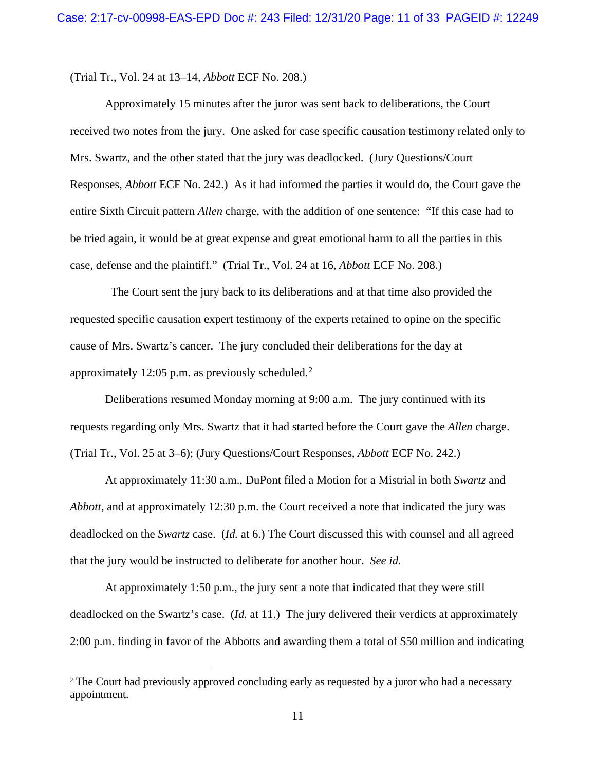(Trial Tr., Vol. 24 at 13–14, *Abbott* ECF No. 208.)

Approximately 15 minutes after the juror was sent back to deliberations, the Court received two notes from the jury. One asked for case specific causation testimony related only to Mrs. Swartz, and the other stated that the jury was deadlocked. (Jury Questions/Court Responses, *Abbott* ECF No. 242.) As it had informed the parties it would do, the Court gave the entire Sixth Circuit pattern *Allen* charge, with the addition of one sentence: "If this case had to be tried again, it would be at great expense and great emotional harm to all the parties in this case, defense and the plaintiff." (Trial Tr., Vol. 24 at 16, *Abbott* ECF No. 208.)

The Court sent the jury back to its deliberations and at that time also provided the requested specific causation expert testimony of the experts retained to opine on the specific cause of Mrs. Swartz's cancer. The jury concluded their deliberations for the day at approximately 12:05 p.m. as previously scheduled.[2]

Deliberations resumed Monday morning at 9:00 a.m. The jury continued with its requests regarding only Mrs. Swartz that it had started before the Court gave the *Allen* charge. (Trial Tr., Vol. 25 at 3–6); (Jury Questions/Court Responses, *Abbott* ECF No. 242.)

At approximately 11:30 a.m., DuPont filed a Motion for a Mistrial in both *Swartz* and *Abbott*, and at approximately 12:30 p.m. the Court received a note that indicated the jury was deadlocked on the *Swartz* case. (*Id.* at 6.) The Court discussed this with counsel and all agreed that the jury would be instructed to deliberate for another hour. *See id.*

At approximately 1:50 p.m., the jury sent a note that indicated that they were still deadlocked on the Swartz's case. (*Id.* at 11.) The jury delivered their verdicts at approximately 2:00 p.m. finding in favor of the Abbotts and awarding them a total of $50 million and indicating

[2] The Court had previously approved concluding early as requested by a juror who had a necessary appointment.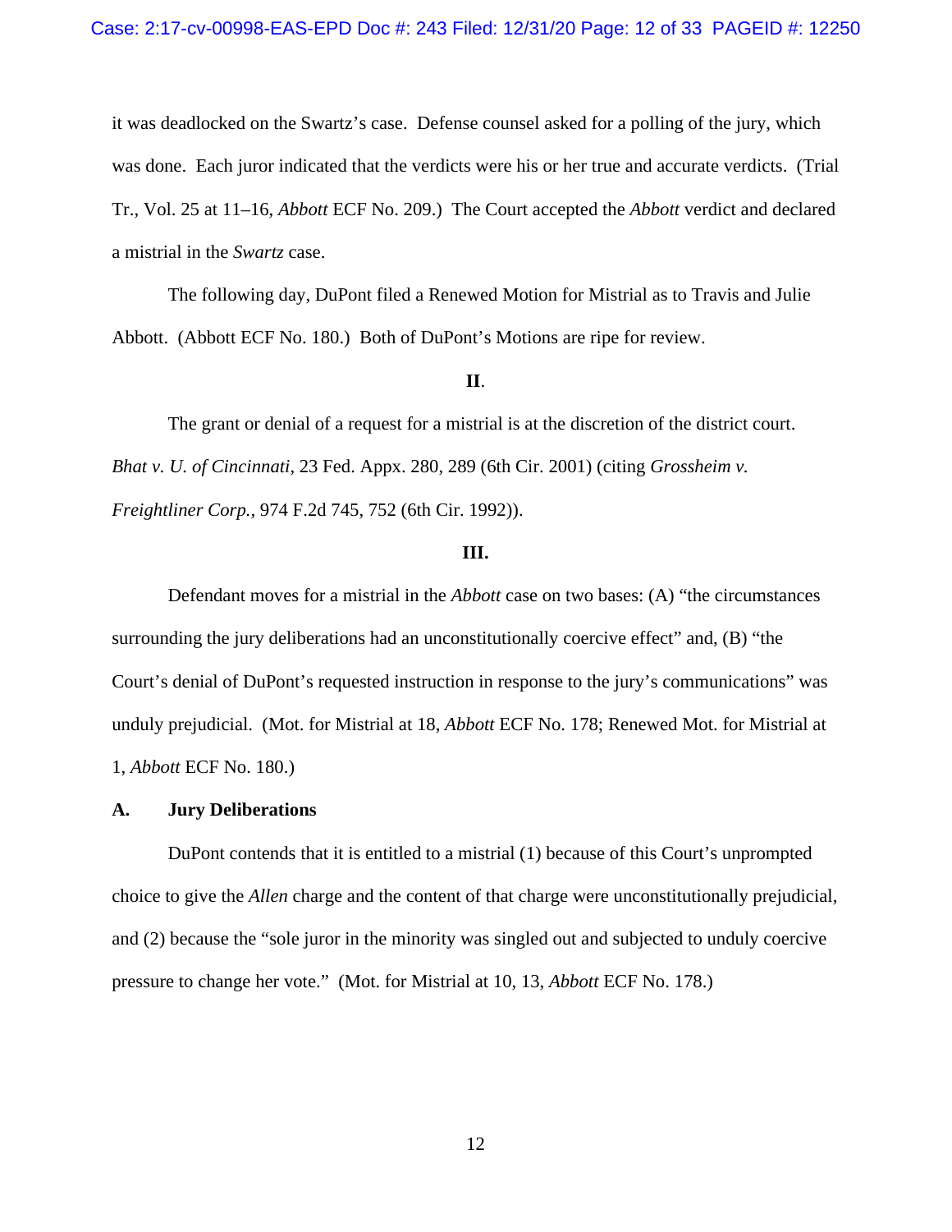it was deadlocked on the Swartz's case. Defense counsel asked for a polling of the jury, which was done. Each juror indicated that the verdicts were his or her true and accurate verdicts. (Trial Tr., Vol. 25 at 11–16, *Abbott* ECF No. 209.) The Court accepted the *Abbott* verdict and declared a mistrial in the *Swartz* case.

The following day, DuPont filed a Renewed Motion for Mistrial as to Travis and Julie Abbott. (Abbott ECF No. 180.) Both of DuPont's Motions are ripe for review.

**II**.

The grant or denial of a request for a mistrial is at the discretion of the district court. *Bhat v. U. of Cincinnati*, 23 Fed. Appx. 280, 289 (6th Cir. 2001) (citing *Grossheim v. Freightliner Corp.*, 974 F.2d 745, 752 (6th Cir. 1992)).

**III.**

Defendant moves for a mistrial in the *Abbott* case on two bases: (A) "the circumstances surrounding the jury deliberations had an unconstitutionally coercive effect" and, (B) "the Court's denial of DuPont's requested instruction in response to the jury's communications" was unduly prejudicial. (Mot. for Mistrial at 18, *Abbott* ECF No. 178; Renewed Mot. for Mistrial at 1, *Abbott* ECF No. 180.)

### A. Jury Deliberations

DuPont contends that it is entitled to a mistrial (1) because of this Court's unprompted choice to give the *Allen* charge and the content of that charge were unconstitutionally prejudicial, and (2) because the "sole juror in the minority was singled out and subjected to unduly coercive pressure to change her vote." (Mot. for Mistrial at 10, 13, *Abbott* ECF No. 178.)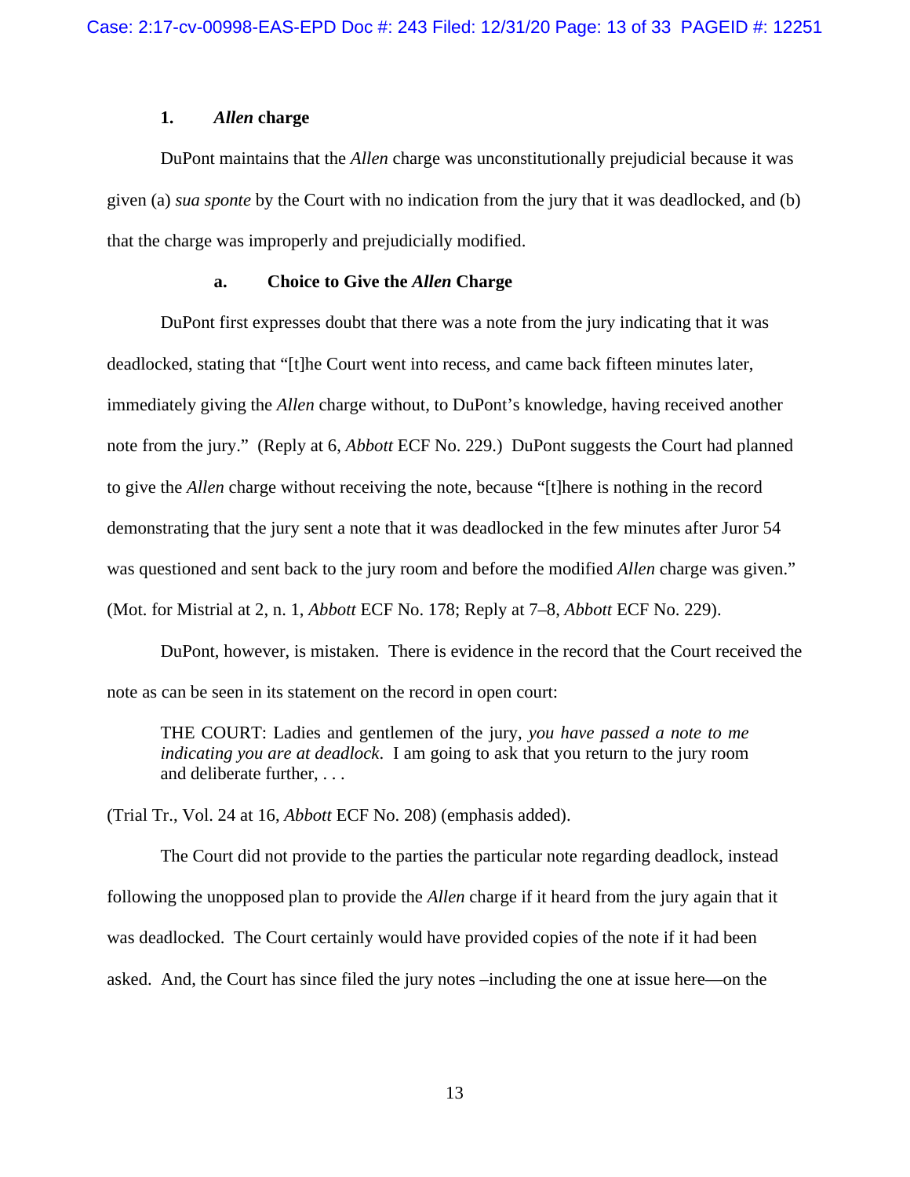### 1. *Allen* charge

DuPont maintains that the *Allen* charge was unconstitutionally prejudicial because it was given (a) *sua sponte* by the Court with no indication from the jury that it was deadlocked, and (b) that the charge was improperly and prejudicially modified.

#### a. Choice to Give the *Allen* Charge

DuPont first expresses doubt that there was a note from the jury indicating that it was deadlocked, stating that "[t]he Court went into recess, and came back fifteen minutes later, immediately giving the *Allen* charge without, to DuPont's knowledge, having received another note from the jury." (Reply at 6, *Abbott* ECF No. 229.) DuPont suggests the Court had planned to give the *Allen* charge without receiving the note, because "[t]here is nothing in the record demonstrating that the jury sent a note that it was deadlocked in the few minutes after Juror 54 was questioned and sent back to the jury room and before the modified *Allen* charge was given." (Mot. for Mistrial at 2, n. 1, *Abbott* ECF No. 178; Reply at 7–8, *Abbott* ECF No. 229).

DuPont, however, is mistaken. There is evidence in the record that the Court received the note as can be seen in its statement on the record in open court:

> THE COURT: Ladies and gentlemen of the jury, *you have passed a note to me indicating you are at deadlock*. I am going to ask that you return to the jury room and deliberate further, . . .

(Trial Tr., Vol. 24 at 16, *Abbott* ECF No. 208) (emphasis added).

The Court did not provide to the parties the particular note regarding deadlock, instead following the unopposed plan to provide the *Allen* charge if it heard from the jury again that it was deadlocked. The Court certainly would have provided copies of the note if it had been asked. And, the Court has since filed the jury notes –including the one at issue here—on the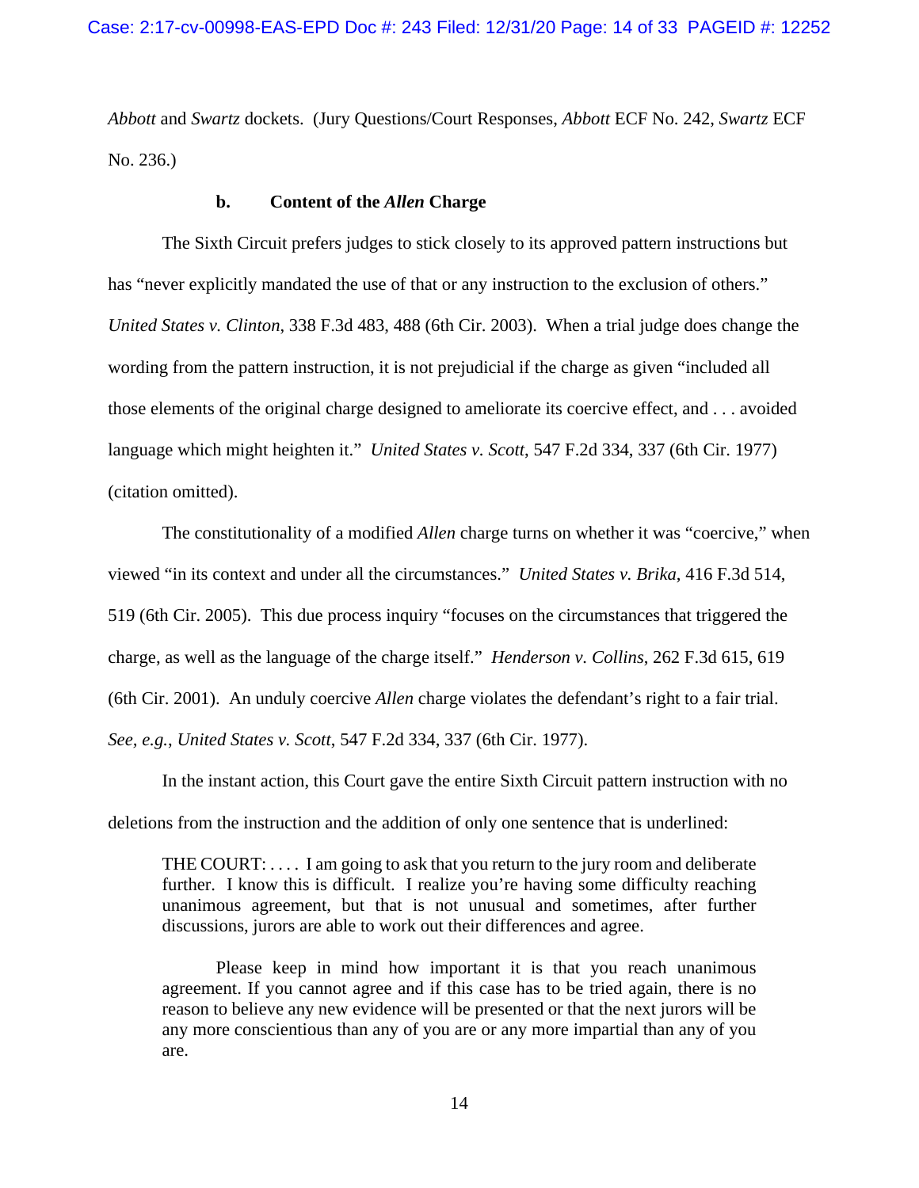*Abbott* and *Swartz* dockets. (Jury Questions/Court Responses, *Abbott* ECF No. 242, *Swartz* ECF No. 236.)

**b. Content of the *Allen* Charge**

The Sixth Circuit prefers judges to stick closely to its approved pattern instructions but has "never explicitly mandated the use of that or any instruction to the exclusion of others." *United States v. Clinton*, 338 F.3d 483, 488 (6th Cir. 2003). When a trial judge does change the wording from the pattern instruction, it is not prejudicial if the charge as given "included all those elements of the original charge designed to ameliorate its coercive effect, and . . . avoided language which might heighten it." *United States v. Scott*, 547 F.2d 334, 337 (6th Cir. 1977) (citation omitted).

The constitutionality of a modified *Allen* charge turns on whether it was "coercive," when viewed "in its context and under all the circumstances." *United States v. Brika*, 416 F.3d 514, 519 (6th Cir. 2005). This due process inquiry "focuses on the circumstances that triggered the charge, as well as the language of the charge itself." *Henderson v. Collins*, 262 F.3d 615, 619 (6th Cir. 2001). An unduly coercive *Allen* charge violates the defendant's right to a fair trial. *See, e.g.*, *United States v. Scott*, 547 F.2d 334, 337 (6th Cir. 1977).

In the instant action, this Court gave the entire Sixth Circuit pattern instruction with no deletions from the instruction and the addition of only one sentence that is underlined:

> THE COURT: . . . . I am going to ask that you return to the jury room and deliberate further. I know this is difficult. I realize you're having some difficulty reaching unanimous agreement, but that is not unusual and sometimes, after further discussions, jurors are able to work out their differences and agree.
>
> Please keep in mind how important it is that you reach unanimous agreement. If you cannot agree and if this case has to be tried again, there is no reason to believe any new evidence will be presented or that the next jurors will be any more conscientious than any of you are or any more impartial than any of you are.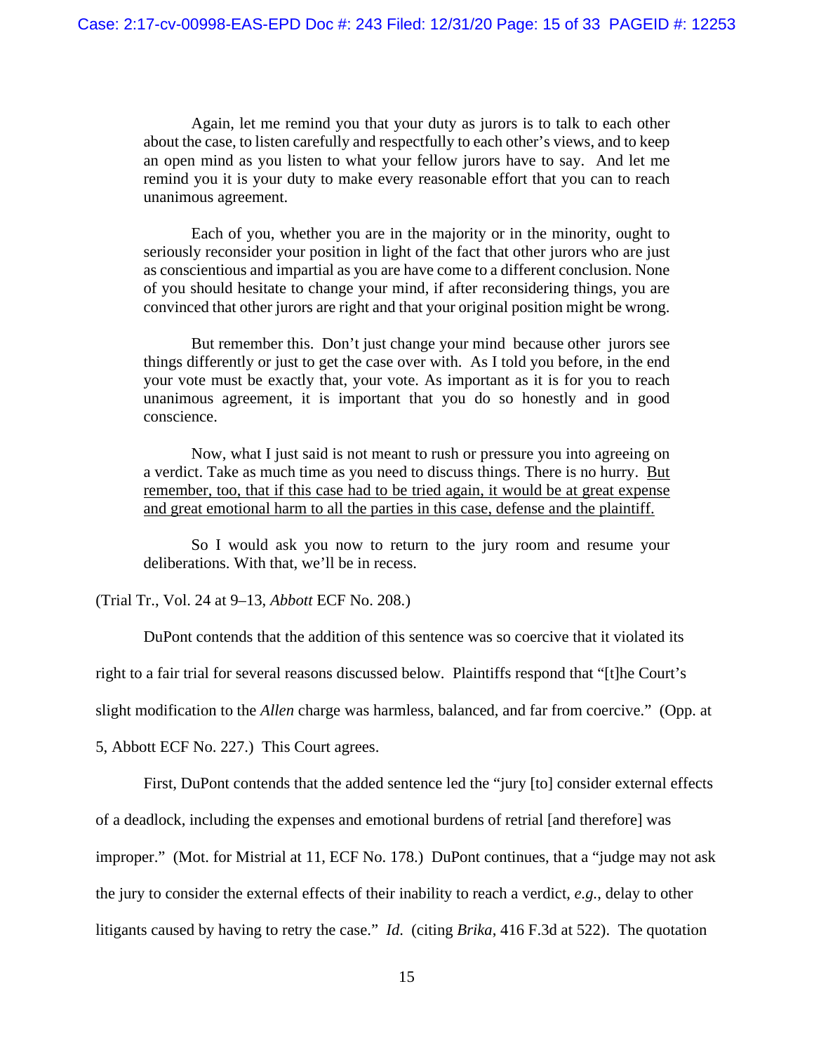> Again, let me remind you that your duty as jurors is to talk to each other about the case, to listen carefully and respectfully to each other's views, and to keep an open mind as you listen to what your fellow jurors have to say. And let me remind you it is your duty to make every reasonable effort that you can to reach unanimous agreement.
>
> Each of you, whether you are in the majority or in the minority, ought to seriously reconsider your position in light of the fact that other jurors who are just as conscientious and impartial as you are have come to a different conclusion. None of you should hesitate to change your mind, if after reconsidering things, you are convinced that other jurors are right and that your original position might be wrong.
>
> But remember this. Don't just change your mind because other jurors see things differently or just to get the case over with. As I told you before, in the end your vote must be exactly that, your vote. As important as it is for you to reach unanimous agreement, it is important that you do so honestly and in good conscience.
>
> Now, what I just said is not meant to rush or pressure you into agreeing on a verdict. Take as much time as you need to discuss things. There is no hurry. <u>But remember, too, that if this case had to be tried again, it would be at great expense and great emotional harm to all the parties in this case, defense and the plaintiff.</u>
>
> So I would ask you now to return to the jury room and resume your deliberations. With that, we'll be in recess.

(Trial Tr., Vol. 24 at 9–13, *Abbott* ECF No. 208.)

DuPont contends that the addition of this sentence was so coercive that it violated its right to a fair trial for several reasons discussed below. Plaintiffs respond that "[t]he Court's slight modification to the *Allen* charge was harmless, balanced, and far from coercive." (Opp. at 5, Abbott ECF No. 227.) This Court agrees.

First, DuPont contends that the added sentence led the "jury [to] consider external effects of a deadlock, including the expenses and emotional burdens of retrial [and therefore] was improper." (Mot. for Mistrial at 11, ECF No. 178.) DuPont continues, that a "judge may not ask the jury to consider the external effects of their inability to reach a verdict, *e.g.*, delay to other litigants caused by having to retry the case." *Id.* (citing *Brika*, 416 F.3d at 522). The quotation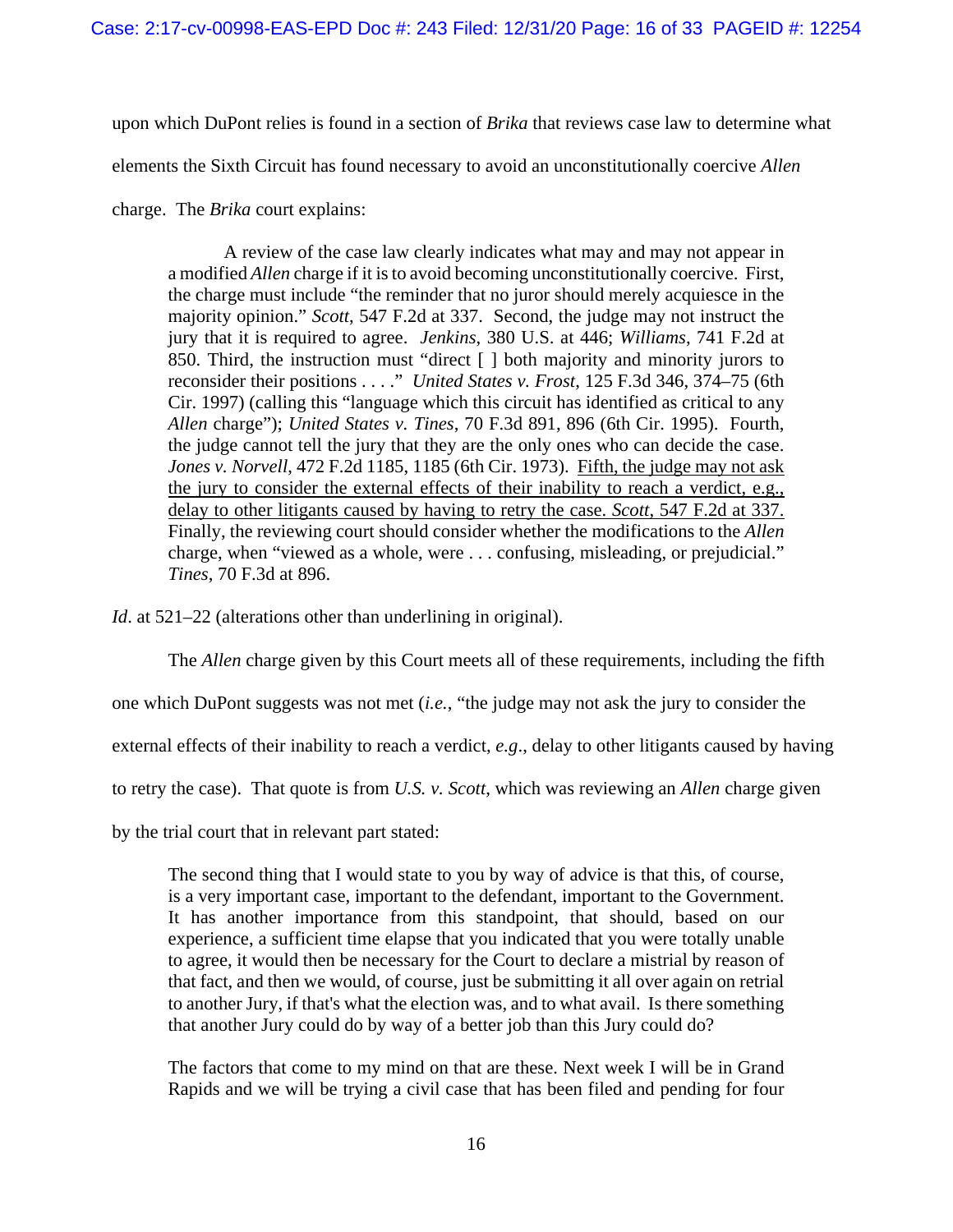upon which DuPont relies is found in a section of *Brika* that reviews case law to determine what elements the Sixth Circuit has found necessary to avoid an unconstitutionally coercive *Allen* charge. The *Brika* court explains:

> A review of the case law clearly indicates what may and may not appear in a modified *Allen* charge if it is to avoid becoming unconstitutionally coercive. First, the charge must include "the reminder that no juror should merely acquiesce in the majority opinion." *Scott*, 547 F.2d at 337. Second, the judge may not instruct the jury that it is required to agree. *Jenkins*, 380 U.S. at 446; *Williams*, 741 F.2d at 850. Third, the instruction must "direct [ ] both majority and minority jurors to reconsider their positions . . . ." *United States v. Frost*, 125 F.3d 346, 374–75 (6th Cir. 1997) (calling this "language which this circuit has identified as critical to any *Allen* charge"); *United States v. Tines*, 70 F.3d 891, 896 (6th Cir. 1995). Fourth, the judge cannot tell the jury that they are the only ones who can decide the case. *Jones v. Norvell*, 472 F.2d 1185, 1185 (6th Cir. 1973). <u>Fifth, the judge may not ask the jury to consider the external effects of their inability to reach a verdict, e.g., delay to other litigants caused by having to retry the case. *Scott*, 547 F.2d at 337.</u> Finally, the reviewing court should consider whether the modifications to the *Allen* charge, when "viewed as a whole, were . . . confusing, misleading, or prejudicial." *Tines*, 70 F.3d at 896.

*Id*. at 521–22 (alterations other than underlining in original).

The *Allen* charge given by this Court meets all of these requirements, including the fifth one which DuPont suggests was not met (*i.e.*, "the judge may not ask the jury to consider the external effects of their inability to reach a verdict, *e.g*., delay to other litigants caused by having to retry the case). That quote is from *U.S. v. Scott,* which was reviewing an *Allen* charge given by the trial court that in relevant part stated:

> The second thing that I would state to you by way of advice is that this, of course, is a very important case, important to the defendant, important to the Government. It has another importance from this standpoint, that should, based on our experience, a sufficient time elapse that you indicated that you were totally unable to agree, it would then be necessary for the Court to declare a mistrial by reason of that fact, and then we would, of course, just be submitting it all over again on retrial to another Jury, if that's what the election was, and to what avail. Is there something that another Jury could do by way of a better job than this Jury could do?
>
> The factors that come to my mind on that are these. Next week I will be in Grand Rapids and we will be trying a civil case that has been filed and pending for four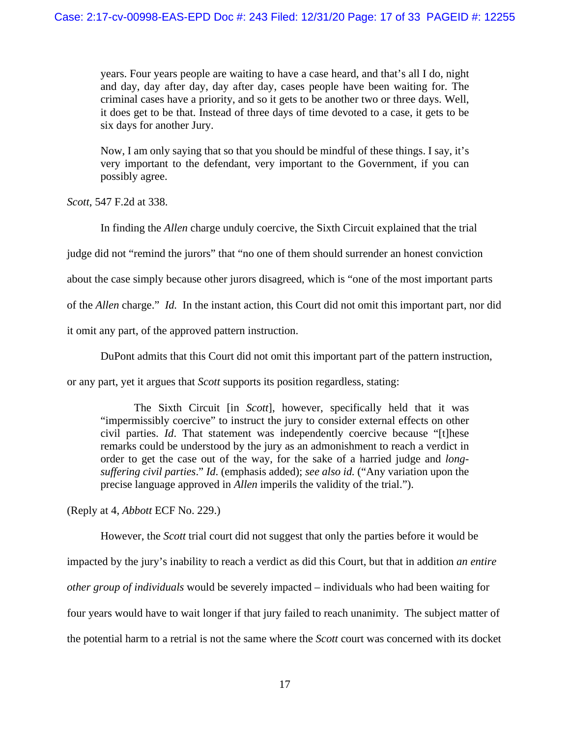> years. Four years people are waiting to have a case heard, and that's all I do, night and day, day after day, day after day, cases people have been waiting for. The criminal cases have a priority, and so it gets to be another two or three days. Well, it does get to be that. Instead of three days of time devoted to a case, it gets to be six days for another Jury.
>
> Now, I am only saying that so that you should be mindful of these things. I say, it's very important to the defendant, very important to the Government, if you can possibly agree.

*Scott*, 547 F.2d at 338.

In finding the *Allen* charge unduly coercive, the Sixth Circuit explained that the trial judge did not "remind the jurors" that "no one of them should surrender an honest conviction about the case simply because other jurors disagreed, which is "one of the most important parts of the *Allen* charge." *Id.* In the instant action, this Court did not omit this important part, nor did it omit any part, of the approved pattern instruction.

DuPont admits that this Court did not omit this important part of the pattern instruction, or any part, yet it argues that *Scott* supports its position regardless, stating:

> The Sixth Circuit [in *Scott*], however, specifically held that it was "impermissibly coercive" to instruct the jury to consider external effects on other civil parties. *Id*. That statement was independently coercive because "[t]hese remarks could be understood by the jury as an admonishment to reach a verdict in order to get the case out of the way, for the sake of a harried judge and *long-suffering civil parties*." *Id*. (emphasis added); *see also id.* ("Any variation upon the precise language approved in *Allen* imperils the validity of the trial.").

(Reply at 4, *Abbott* ECF No. 229.)

However, the *Scott* trial court did not suggest that only the parties before it would be impacted by the jury's inability to reach a verdict as did this Court, but that in addition *an entire other group of individuals* would be severely impacted – individuals who had been waiting for four years would have to wait longer if that jury failed to reach unanimity. The subject matter of the potential harm to a retrial is not the same where the *Scott* court was concerned with its docket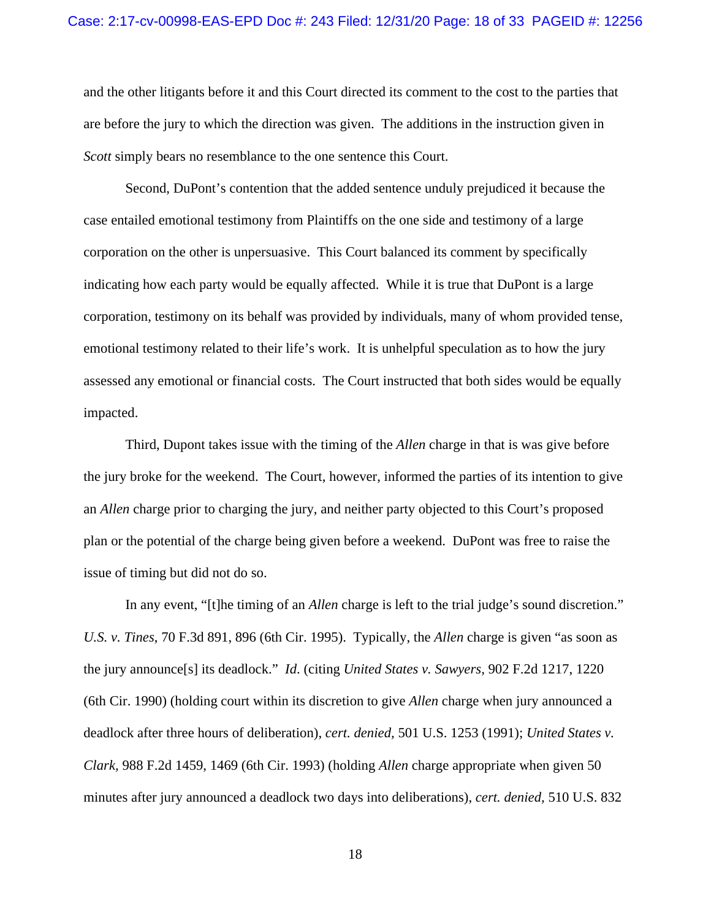and the other litigants before it and this Court directed its comment to the cost to the parties that are before the jury to which the direction was given. The additions in the instruction given in *Scott* simply bears no resemblance to the one sentence this Court.

Second, DuPont's contention that the added sentence unduly prejudiced it because the case entailed emotional testimony from Plaintiffs on the one side and testimony of a large corporation on the other is unpersuasive. This Court balanced its comment by specifically indicating how each party would be equally affected. While it is true that DuPont is a large corporation, testimony on its behalf was provided by individuals, many of whom provided tense, emotional testimony related to their life's work. It is unhelpful speculation as to how the jury assessed any emotional or financial costs. The Court instructed that both sides would be equally impacted.

Third, Dupont takes issue with the timing of the *Allen* charge in that is was give before the jury broke for the weekend. The Court, however, informed the parties of its intention to give an *Allen* charge prior to charging the jury, and neither party objected to this Court's proposed plan or the potential of the charge being given before a weekend. DuPont was free to raise the issue of timing but did not do so.

In any event, "[t]he timing of an *Allen* charge is left to the trial judge's sound discretion." *U.S. v. Tines*, 70 F.3d 891, 896 (6th Cir. 1995). Typically, the *Allen* charge is given "as soon as the jury announce[s] its deadlock." *Id.* (citing *United States v. Sawyers,* 902 F.2d 1217, 1220 (6th Cir. 1990) (holding court within its discretion to give *Allen* charge when jury announced a deadlock after three hours of deliberation), *cert. denied,* 501 U.S. 1253 (1991); *United States v. Clark,* 988 F.2d 1459, 1469 (6th Cir. 1993) (holding *Allen* charge appropriate when given 50 minutes after jury announced a deadlock two days into deliberations), *cert. denied,* 510 U.S. 832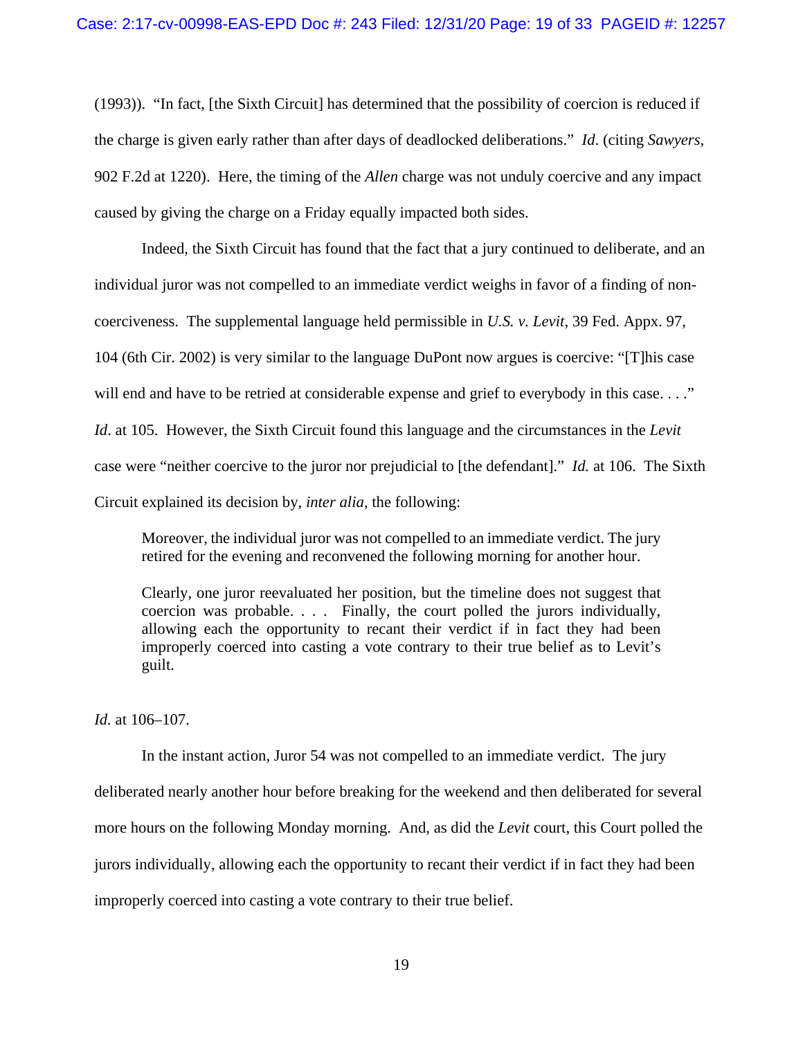(1993)). "In fact, [the Sixth Circuit] has determined that the possibility of coercion is reduced if the charge is given early rather than after days of deadlocked deliberations." *Id*. (citing *Sawyers*, 902 F.2d at 1220). Here, the timing of the *Allen* charge was not unduly coercive and any impact caused by giving the charge on a Friday equally impacted both sides.

Indeed, the Sixth Circuit has found that the fact that a jury continued to deliberate, and an individual juror was not compelled to an immediate verdict weighs in favor of a finding of non-coerciveness. The supplemental language held permissible in *U.S. v. Levit*, 39 Fed. Appx. 97, 104 (6th Cir. 2002) is very similar to the language DuPont now argues is coercive: "[T]his case will end and have to be retried at considerable expense and grief to everybody in this case. . . ." *Id*. at 105. However, the Sixth Circuit found this language and the circumstances in the *Levit* case were "neither coercive to the juror nor prejudicial to [the defendant]." *Id.* at 106. The Sixth Circuit explained its decision by, *inter alia*, the following:

> Moreover, the individual juror was not compelled to an immediate verdict. The jury retired for the evening and reconvened the following morning for another hour.
>
> Clearly, one juror reevaluated her position, but the timeline does not suggest that coercion was probable. . . . Finally, the court polled the jurors individually, allowing each the opportunity to recant their verdict if in fact they had been improperly coerced into casting a vote contrary to their true belief as to Levit's guilt.

*Id.* at 106–107.

In the instant action, Juror 54 was not compelled to an immediate verdict. The jury deliberated nearly another hour before breaking for the weekend and then deliberated for several more hours on the following Monday morning. And, as did the *Levit* court, this Court polled the jurors individually, allowing each the opportunity to recant their verdict if in fact they had been improperly coerced into casting a vote contrary to their true belief.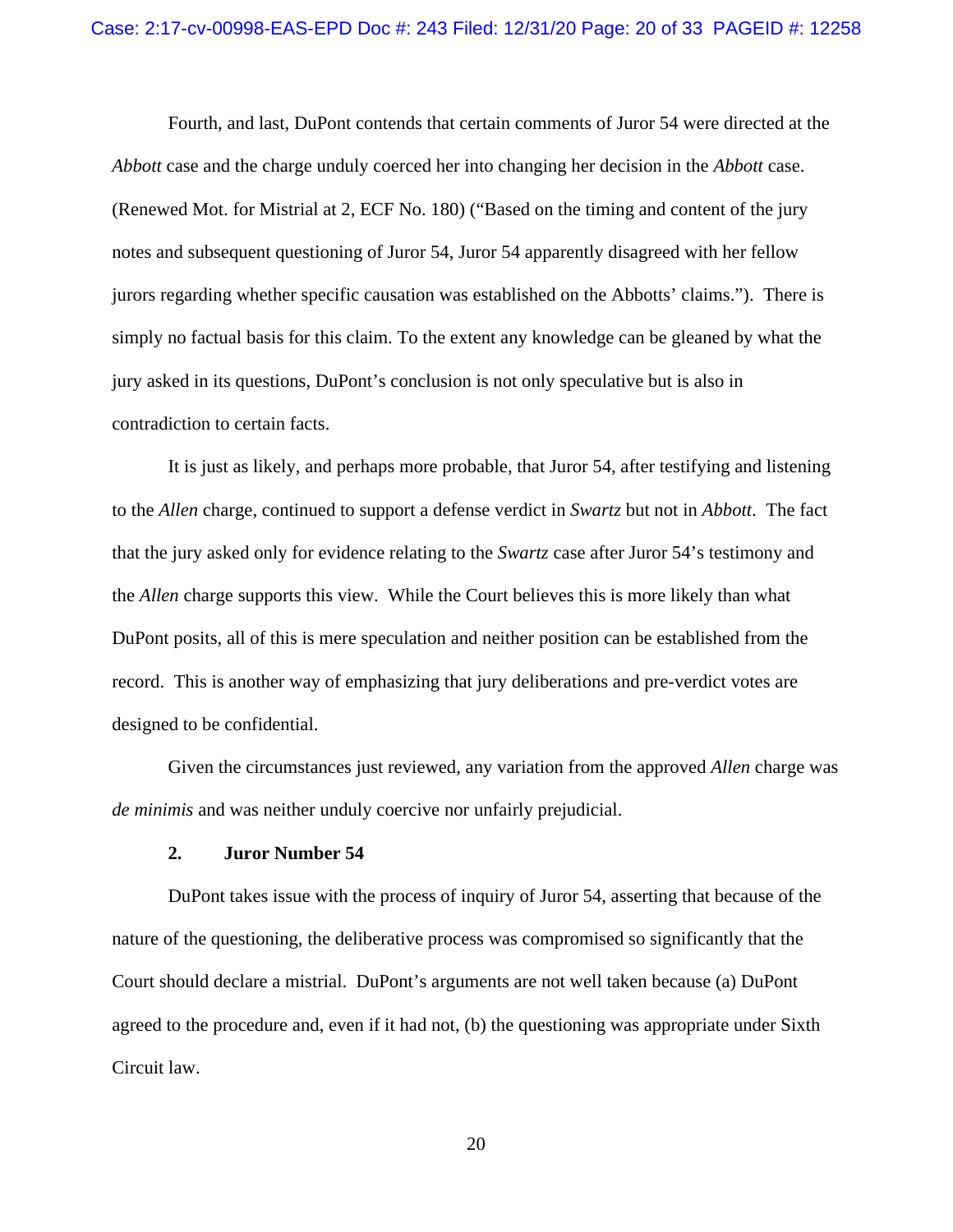Fourth, and last, DuPont contends that certain comments of Juror 54 were directed at the *Abbott* case and the charge unduly coerced her into changing her decision in the *Abbott* case. (Renewed Mot. for Mistrial at 2, ECF No. 180) ("Based on the timing and content of the jury notes and subsequent questioning of Juror 54, Juror 54 apparently disagreed with her fellow jurors regarding whether specific causation was established on the Abbotts' claims."). There is simply no factual basis for this claim. To the extent any knowledge can be gleaned by what the jury asked in its questions, DuPont's conclusion is not only speculative but is also in contradiction to certain facts.

It is just as likely, and perhaps more probable, that Juror 54, after testifying and listening to the *Allen* charge, continued to support a defense verdict in *Swartz* but not in *Abbott*. The fact that the jury asked only for evidence relating to the *Swartz* case after Juror 54's testimony and the *Allen* charge supports this view. While the Court believes this is more likely than what DuPont posits, all of this is mere speculation and neither position can be established from the record. This is another way of emphasizing that jury deliberations and pre-verdict votes are designed to be confidential.

Given the circumstances just reviewed, any variation from the approved *Allen* charge was *de minimis* and was neither unduly coercive nor unfairly prejudicial.

### 2. Juror Number 54

DuPont takes issue with the process of inquiry of Juror 54, asserting that because of the nature of the questioning, the deliberative process was compromised so significantly that the Court should declare a mistrial. DuPont's arguments are not well taken because (a) DuPont agreed to the procedure and, even if it had not, (b) the questioning was appropriate under Sixth Circuit law.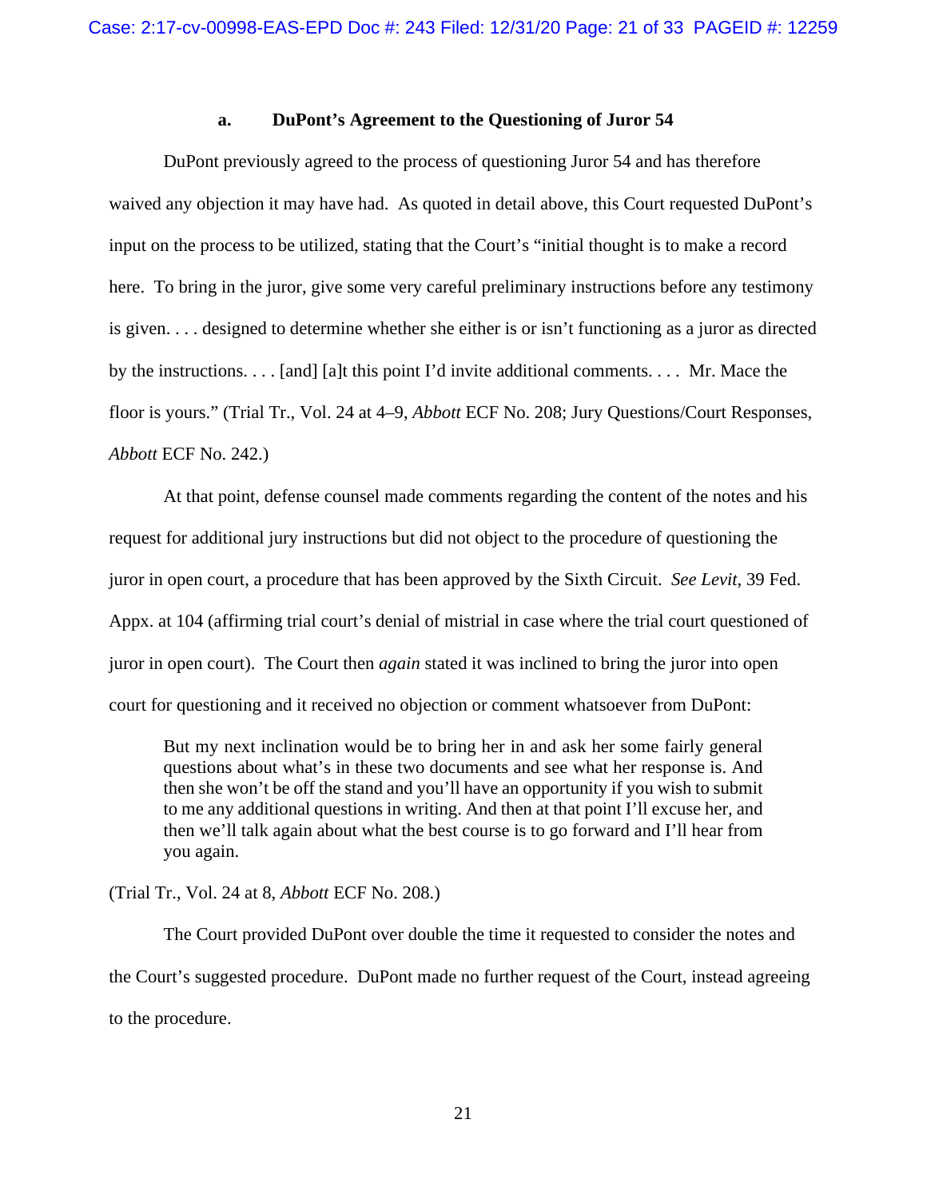### a. DuPont's Agreement to the Questioning of Juror 54

DuPont previously agreed to the process of questioning Juror 54 and has therefore waived any objection it may have had. As quoted in detail above, this Court requested DuPont's input on the process to be utilized, stating that the Court's "initial thought is to make a record here. To bring in the juror, give some very careful preliminary instructions before any testimony is given. . . . designed to determine whether she either is or isn't functioning as a juror as directed by the instructions. . . . [and] [a]t this point I'd invite additional comments. . . . Mr. Mace the floor is yours." (Trial Tr., Vol. 24 at 4–9, *Abbott* ECF No. 208; Jury Questions/Court Responses, *Abbott* ECF No. 242.)

At that point, defense counsel made comments regarding the content of the notes and his request for additional jury instructions but did not object to the procedure of questioning the juror in open court, a procedure that has been approved by the Sixth Circuit. *See Levit*, 39 Fed. Appx. at 104 (affirming trial court's denial of mistrial in case where the trial court questioned of juror in open court). The Court then *again* stated it was inclined to bring the juror into open court for questioning and it received no objection or comment whatsoever from DuPont:

> But my next inclination would be to bring her in and ask her some fairly general questions about what's in these two documents and see what her response is. And then she won't be off the stand and you'll have an opportunity if you wish to submit to me any additional questions in writing. And then at that point I'll excuse her, and then we'll talk again about what the best course is to go forward and I'll hear from you again.

(Trial Tr., Vol. 24 at 8, *Abbott* ECF No. 208.)

The Court provided DuPont over double the time it requested to consider the notes and the Court's suggested procedure. DuPont made no further request of the Court, instead agreeing to the procedure.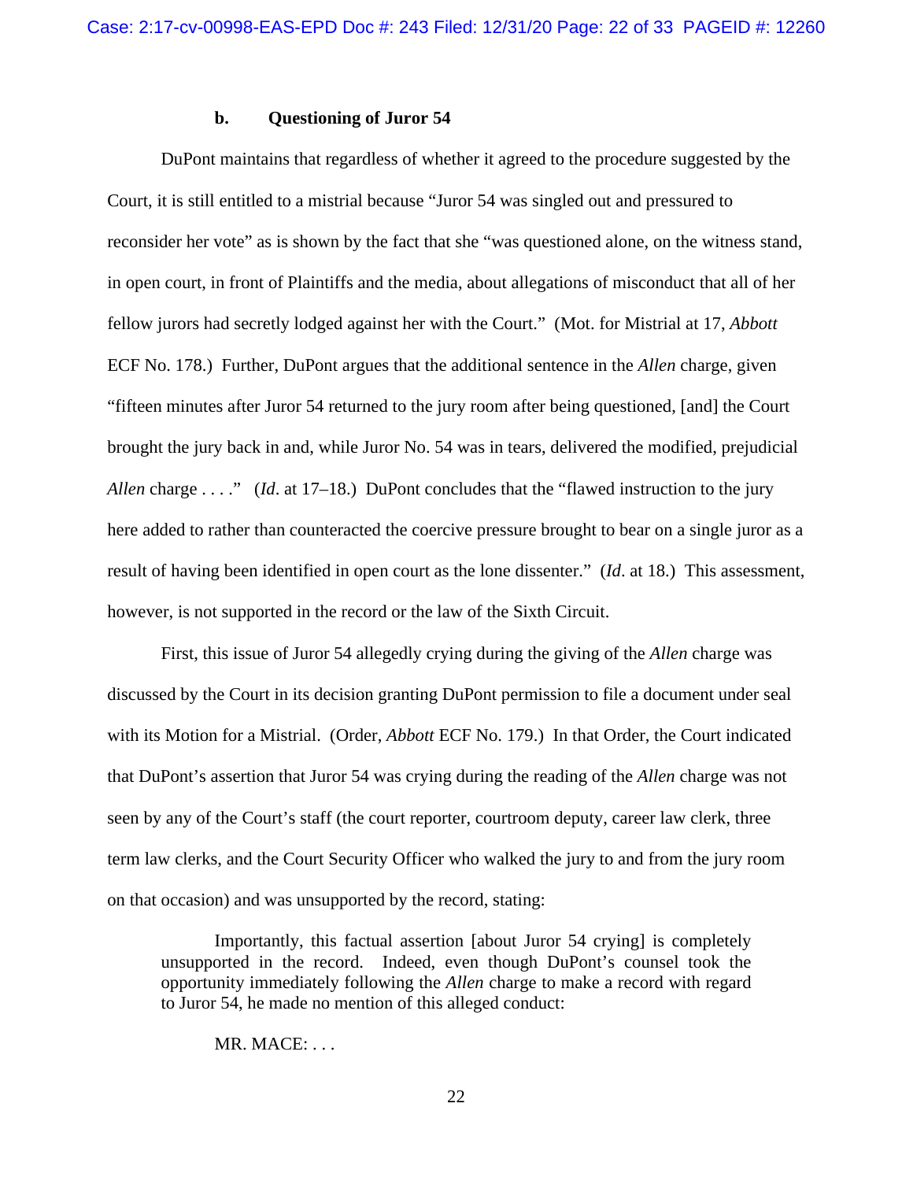### b. Questioning of Juror 54

DuPont maintains that regardless of whether it agreed to the procedure suggested by the Court, it is still entitled to a mistrial because "Juror 54 was singled out and pressured to reconsider her vote" as is shown by the fact that she "was questioned alone, on the witness stand, in open court, in front of Plaintiffs and the media, about allegations of misconduct that all of her fellow jurors had secretly lodged against her with the Court." (Mot. for Mistrial at 17, *Abbott* ECF No. 178.) Further, DuPont argues that the additional sentence in the *Allen* charge, given "fifteen minutes after Juror 54 returned to the jury room after being questioned, [and] the Court brought the jury back in and, while Juror No. 54 was in tears, delivered the modified, prejudicial *Allen* charge . . . ." (*Id*. at 17–18.) DuPont concludes that the "flawed instruction to the jury here added to rather than counteracted the coercive pressure brought to bear on a single juror as a result of having been identified in open court as the lone dissenter." (*Id*. at 18.) This assessment, however, is not supported in the record or the law of the Sixth Circuit.

First, this issue of Juror 54 allegedly crying during the giving of the *Allen* charge was discussed by the Court in its decision granting DuPont permission to file a document under seal with its Motion for a Mistrial. (Order, *Abbott* ECF No. 179.) In that Order, the Court indicated that DuPont's assertion that Juror 54 was crying during the reading of the *Allen* charge was not seen by any of the Court's staff (the court reporter, courtroom deputy, career law clerk, three term law clerks, and the Court Security Officer who walked the jury to and from the jury room on that occasion) and was unsupported by the record, stating:

> Importantly, this factual assertion [about Juror 54 crying] is completely unsupported in the record. Indeed, even though DuPont's counsel took the opportunity immediately following the *Allen* charge to make a record with regard to Juror 54, he made no mention of this alleged conduct:
>
> MR. MACE: . . .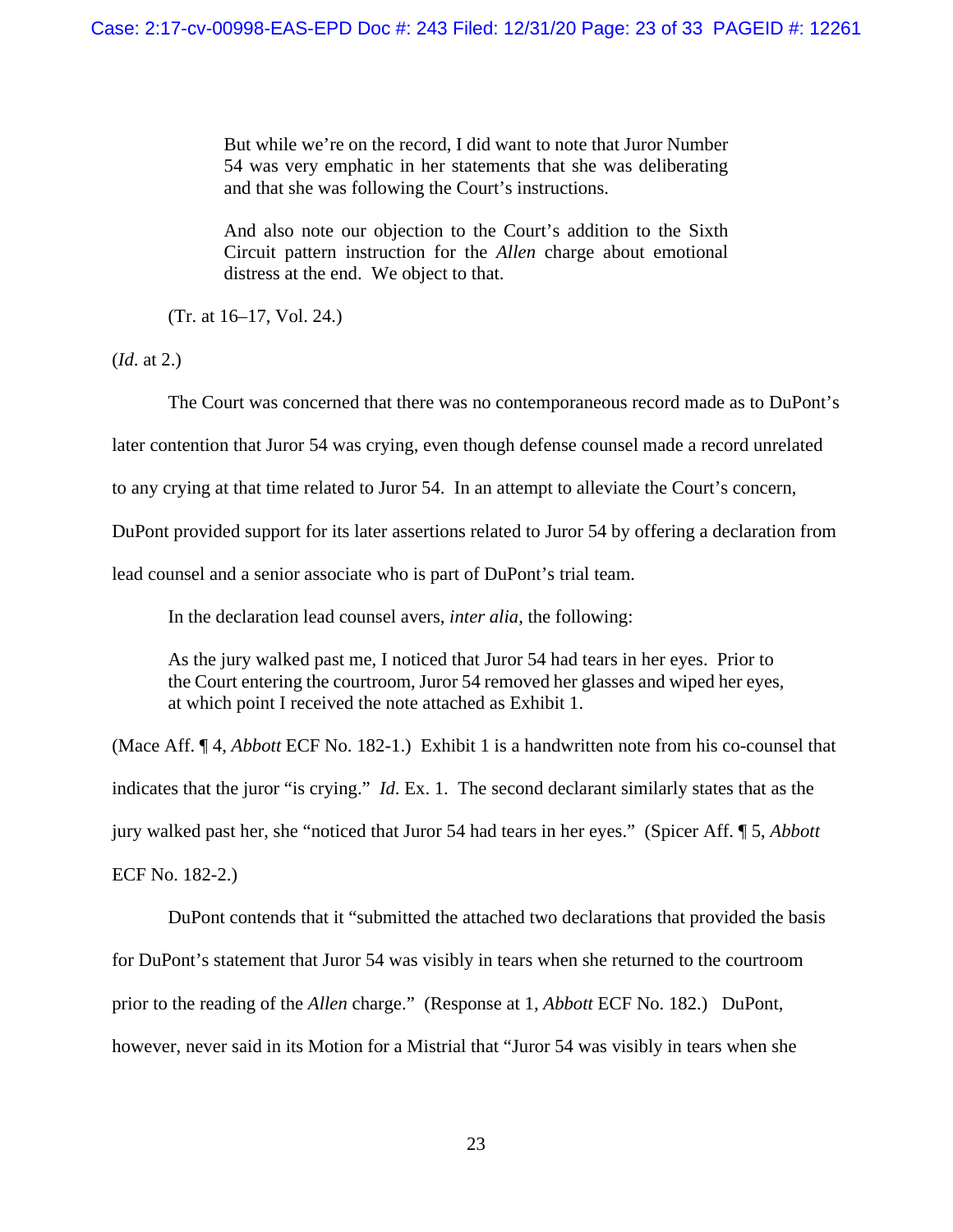> But while we're on the record, I did want to note that Juror Number 54 was very emphatic in her statements that she was deliberating and that she was following the Court's instructions.
>
> And also note our objection to the Court's addition to the Sixth Circuit pattern instruction for the *Allen* charge about emotional distress at the end. We object to that.
>
> (Tr. at 16–17, Vol. 24.)

(*Id*. at 2.)

The Court was concerned that there was no contemporaneous record made as to DuPont's later contention that Juror 54 was crying, even though defense counsel made a record unrelated to any crying at that time related to Juror 54. In an attempt to alleviate the Court's concern, DuPont provided support for its later assertions related to Juror 54 by offering a declaration from lead counsel and a senior associate who is part of DuPont's trial team.

In the declaration lead counsel avers, *inter alia*, the following:

> As the jury walked past me, I noticed that Juror 54 had tears in her eyes. Prior to the Court entering the courtroom, Juror 54 removed her glasses and wiped her eyes, at which point I received the note attached as Exhibit 1.

(Mace Aff. ¶ 4, *Abbott* ECF No. 182-1.) Exhibit 1 is a handwritten note from his co-counsel that indicates that the juror "is crying." *Id*. Ex. 1. The second declarant similarly states that as the jury walked past her, she "noticed that Juror 54 had tears in her eyes." (Spicer Aff. ¶ 5, *Abbott* ECF No. 182-2.)

DuPont contends that it "submitted the attached two declarations that provided the basis for DuPont's statement that Juror 54 was visibly in tears when she returned to the courtroom prior to the reading of the *Allen* charge." (Response at 1, *Abbott* ECF No. 182.) DuPont, however, never said in its Motion for a Mistrial that "Juror 54 was visibly in tears when she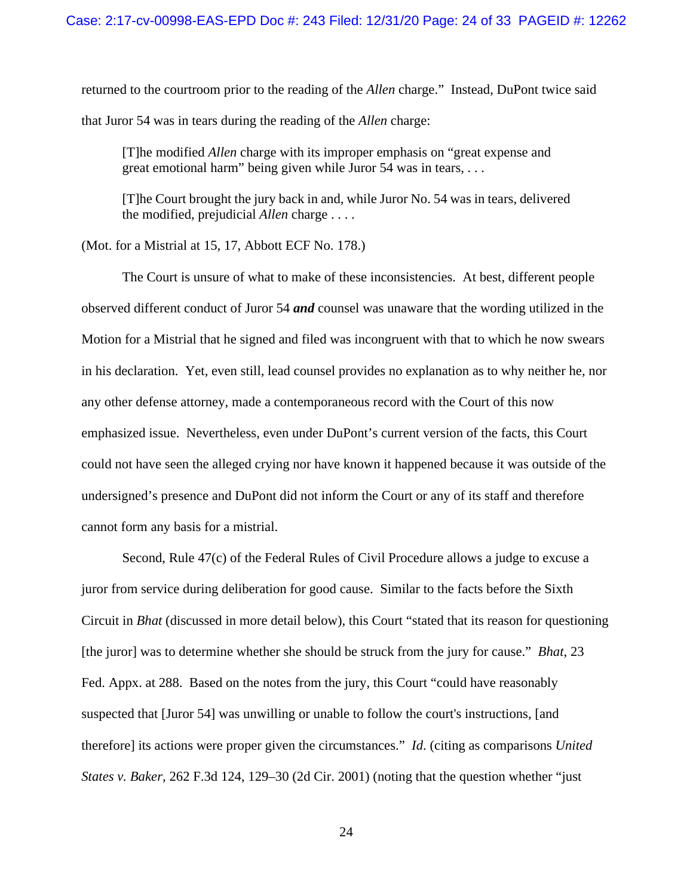returned to the courtroom prior to the reading of the *Allen* charge." Instead, DuPont twice said that Juror 54 was in tears during the reading of the *Allen* charge:

> [T]he modified *Allen* charge with its improper emphasis on "great expense and great emotional harm" being given while Juror 54 was in tears, . . .
>
> [T]he Court brought the jury back in and, while Juror No. 54 was in tears, delivered the modified, prejudicial *Allen* charge . . . .

(Mot. for a Mistrial at 15, 17, Abbott ECF No. 178.)

The Court is unsure of what to make of these inconsistencies. At best, different people observed different conduct of Juror 54 ***and*** counsel was unaware that the wording utilized in the Motion for a Mistrial that he signed and filed was incongruent with that to which he now swears in his declaration. Yet, even still, lead counsel provides no explanation as to why neither he, nor any other defense attorney, made a contemporaneous record with the Court of this now emphasized issue. Nevertheless, even under DuPont's current version of the facts, this Court could not have seen the alleged crying nor have known it happened because it was outside of the undersigned's presence and DuPont did not inform the Court or any of its staff and therefore cannot form any basis for a mistrial.

Second, Rule 47(c) of the Federal Rules of Civil Procedure allows a judge to excuse a juror from service during deliberation for good cause. Similar to the facts before the Sixth Circuit in *Bhat* (discussed in more detail below), this Court "stated that its reason for questioning [the juror] was to determine whether she should be struck from the jury for cause." *Bhat*, 23 Fed. Appx. at 288. Based on the notes from the jury, this Court "could have reasonably suspected that [Juror 54] was unwilling or unable to follow the court's instructions, [and therefore] its actions were proper given the circumstances." *Id.* (citing as comparisons *United States v. Baker*, 262 F.3d 124, 129–30 (2d Cir. 2001) (noting that the question whether "just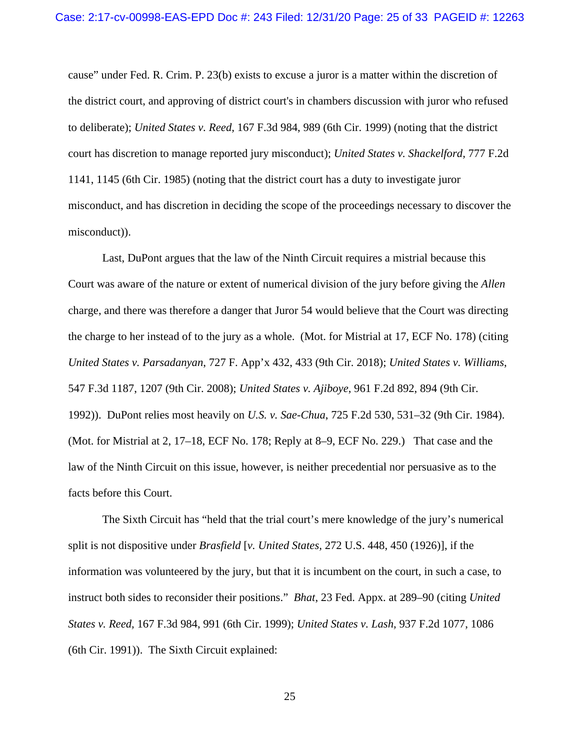cause" under Fed. R. Crim. P. 23(b) exists to excuse a juror is a matter within the discretion of the district court, and approving of district court's in chambers discussion with juror who refused to deliberate); *United States v. Reed*, 167 F.3d 984, 989 (6th Cir. 1999) (noting that the district court has discretion to manage reported jury misconduct); *United States v. Shackelford*, 777 F.2d 1141, 1145 (6th Cir. 1985) (noting that the district court has a duty to investigate juror misconduct, and has discretion in deciding the scope of the proceedings necessary to discover the misconduct)).

Last, DuPont argues that the law of the Ninth Circuit requires a mistrial because this Court was aware of the nature or extent of numerical division of the jury before giving the *Allen* charge, and there was therefore a danger that Juror 54 would believe that the Court was directing the charge to her instead of to the jury as a whole. (Mot. for Mistrial at 17, ECF No. 178) (citing *United States v. Parsadanyan*, 727 F. App'x 432, 433 (9th Cir. 2018); *United States v. Williams*, 547 F.3d 1187, 1207 (9th Cir. 2008); *United States v. Ajiboye*, 961 F.2d 892, 894 (9th Cir. 1992)). DuPont relies most heavily on *U.S. v. Sae-Chua*, 725 F.2d 530, 531–32 (9th Cir. 1984). (Mot. for Mistrial at 2, 17–18, ECF No. 178; Reply at 8–9, ECF No. 229.) That case and the law of the Ninth Circuit on this issue, however, is neither precedential nor persuasive as to the facts before this Court.

The Sixth Circuit has "held that the trial court's mere knowledge of the jury's numerical split is not dispositive under *Brasfield* [*v. United States*, 272 U.S. 448, 450 (1926)], if the information was volunteered by the jury, but that it is incumbent on the court, in such a case, to instruct both sides to reconsider their positions." *Bhat*, 23 Fed. Appx. at 289–90 (citing *United States v. Reed*, 167 F.3d 984, 991 (6th Cir. 1999); *United States v. Lash*, 937 F.2d 1077, 1086 (6th Cir. 1991)). The Sixth Circuit explained: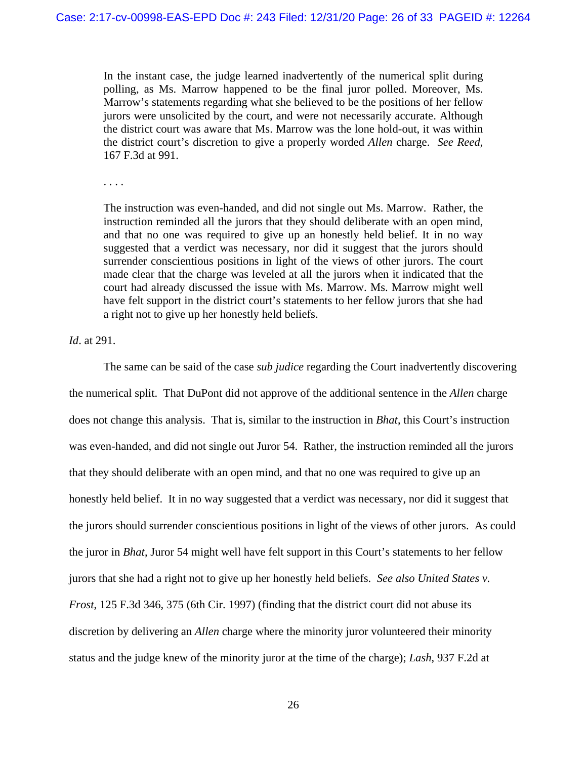> In the instant case, the judge learned inadvertently of the numerical split during polling, as Ms. Marrow happened to be the final juror polled. Moreover, Ms. Marrow's statements regarding what she believed to be the positions of her fellow jurors were unsolicited by the court, and were not necessarily accurate. Although the district court was aware that Ms. Marrow was the lone hold-out, it was within the district court's discretion to give a properly worded *Allen* charge. *See Reed*, 167 F.3d at 991.
>
> . . . .
>
> The instruction was even-handed, and did not single out Ms. Marrow. Rather, the instruction reminded all the jurors that they should deliberate with an open mind, and that no one was required to give up an honestly held belief. It in no way suggested that a verdict was necessary, nor did it suggest that the jurors should surrender conscientious positions in light of the views of other jurors. The court made clear that the charge was leveled at all the jurors when it indicated that the court had already discussed the issue with Ms. Marrow. Ms. Marrow might well have felt support in the district court's statements to her fellow jurors that she had a right not to give up her honestly held beliefs.

*Id*. at 291.

The same can be said of the case *sub judice* regarding the Court inadvertently discovering the numerical split. That DuPont did not approve of the additional sentence in the *Allen* charge does not change this analysis. That is, similar to the instruction in *Bhat*, this Court's instruction was even-handed, and did not single out Juror 54. Rather, the instruction reminded all the jurors that they should deliberate with an open mind, and that no one was required to give up an honestly held belief. It in no way suggested that a verdict was necessary, nor did it suggest that the jurors should surrender conscientious positions in light of the views of other jurors. As could the juror in *Bhat*, Juror 54 might well have felt support in this Court's statements to her fellow jurors that she had a right not to give up her honestly held beliefs. *See also United States v. Frost*, 125 F.3d 346, 375 (6th Cir. 1997) (finding that the district court did not abuse its discretion by delivering an *Allen* charge where the minority juror volunteered their minority status and the judge knew of the minority juror at the time of the charge); *Lash*, 937 F.2d at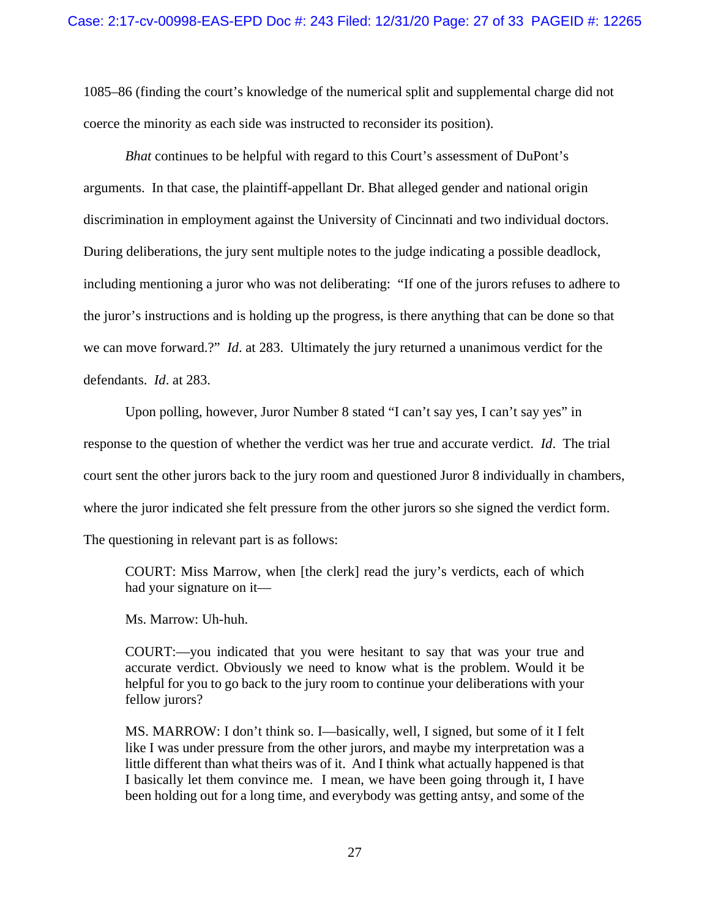1085–86 (finding the court's knowledge of the numerical split and supplemental charge did not coerce the minority as each side was instructed to reconsider its position).

*Bhat* continues to be helpful with regard to this Court's assessment of DuPont's arguments. In that case, the plaintiff-appellant Dr. Bhat alleged gender and national origin discrimination in employment against the University of Cincinnati and two individual doctors. During deliberations, the jury sent multiple notes to the judge indicating a possible deadlock, including mentioning a juror who was not deliberating: "If one of the jurors refuses to adhere to the juror's instructions and is holding up the progress, is there anything that can be done so that we can move forward.?" *Id*. at 283. Ultimately the jury returned a unanimous verdict for the defendants. *Id*. at 283.

Upon polling, however, Juror Number 8 stated "I can't say yes, I can't say yes" in response to the question of whether the verdict was her true and accurate verdict. *Id*. The trial court sent the other jurors back to the jury room and questioned Juror 8 individually in chambers, where the juror indicated she felt pressure from the other jurors so she signed the verdict form. The questioning in relevant part is as follows:

> COURT: Miss Marrow, when [the clerk] read the jury's verdicts, each of which had your signature on it—
>
> Ms. Marrow: Uh-huh.
>
> COURT:—you indicated that you were hesitant to say that was your true and accurate verdict. Obviously we need to know what is the problem. Would it be helpful for you to go back to the jury room to continue your deliberations with your fellow jurors?
>
> MS. MARROW: I don't think so. I—basically, well, I signed, but some of it I felt like I was under pressure from the other jurors, and maybe my interpretation was a little different than what theirs was of it. And I think what actually happened is that I basically let them convince me. I mean, we have been going through it, I have been holding out for a long time, and everybody was getting antsy, and some of the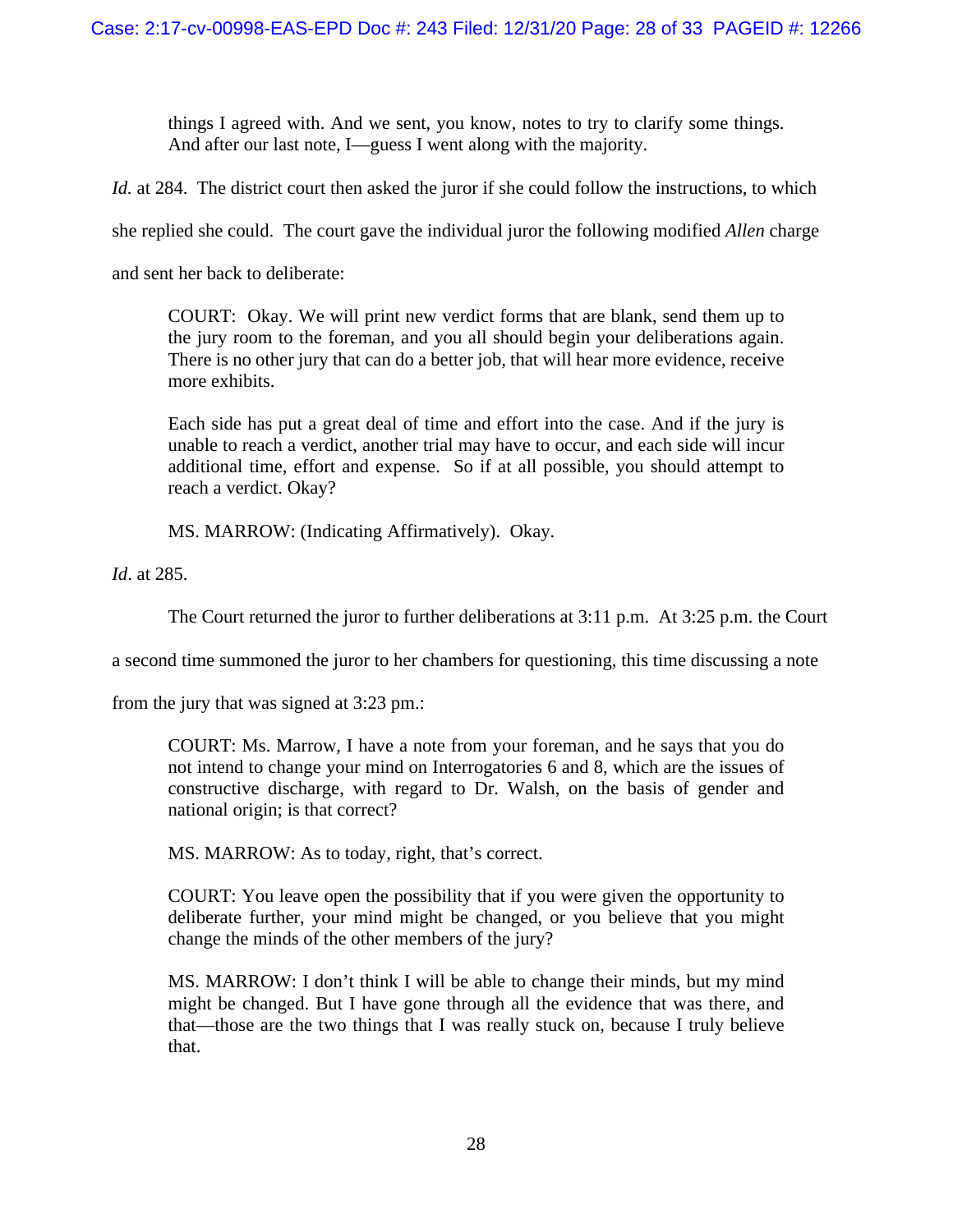> things I agreed with. And we sent, you know, notes to try to clarify some things. And after our last note, I—guess I went along with the majority.

*Id.* at 284. The district court then asked the juror if she could follow the instructions, to which she replied she could. The court gave the individual juror the following modified *Allen* charge and sent her back to deliberate:

> COURT: Okay. We will print new verdict forms that are blank, send them up to the jury room to the foreman, and you all should begin your deliberations again. There is no other jury that can do a better job, that will hear more evidence, receive more exhibits.
>
> Each side has put a great deal of time and effort into the case. And if the jury is unable to reach a verdict, another trial may have to occur, and each side will incur additional time, effort and expense. So if at all possible, you should attempt to reach a verdict. Okay?
>
> MS. MARROW: (Indicating Affirmatively). Okay.

*Id*. at 285.

The Court returned the juror to further deliberations at 3:11 p.m. At 3:25 p.m. the Court a second time summoned the juror to her chambers for questioning, this time discussing a note from the jury that was signed at 3:23 pm.:

> COURT: Ms. Marrow, I have a note from your foreman, and he says that you do not intend to change your mind on Interrogatories 6 and 8, which are the issues of constructive discharge, with regard to Dr. Walsh, on the basis of gender and national origin; is that correct?
>
> MS. MARROW: As to today, right, that's correct.
>
> COURT: You leave open the possibility that if you were given the opportunity to deliberate further, your mind might be changed, or you believe that you might change the minds of the other members of the jury?
>
> MS. MARROW: I don't think I will be able to change their minds, but my mind might be changed. But I have gone through all the evidence that was there, and that—those are the two things that I was really stuck on, because I truly believe that.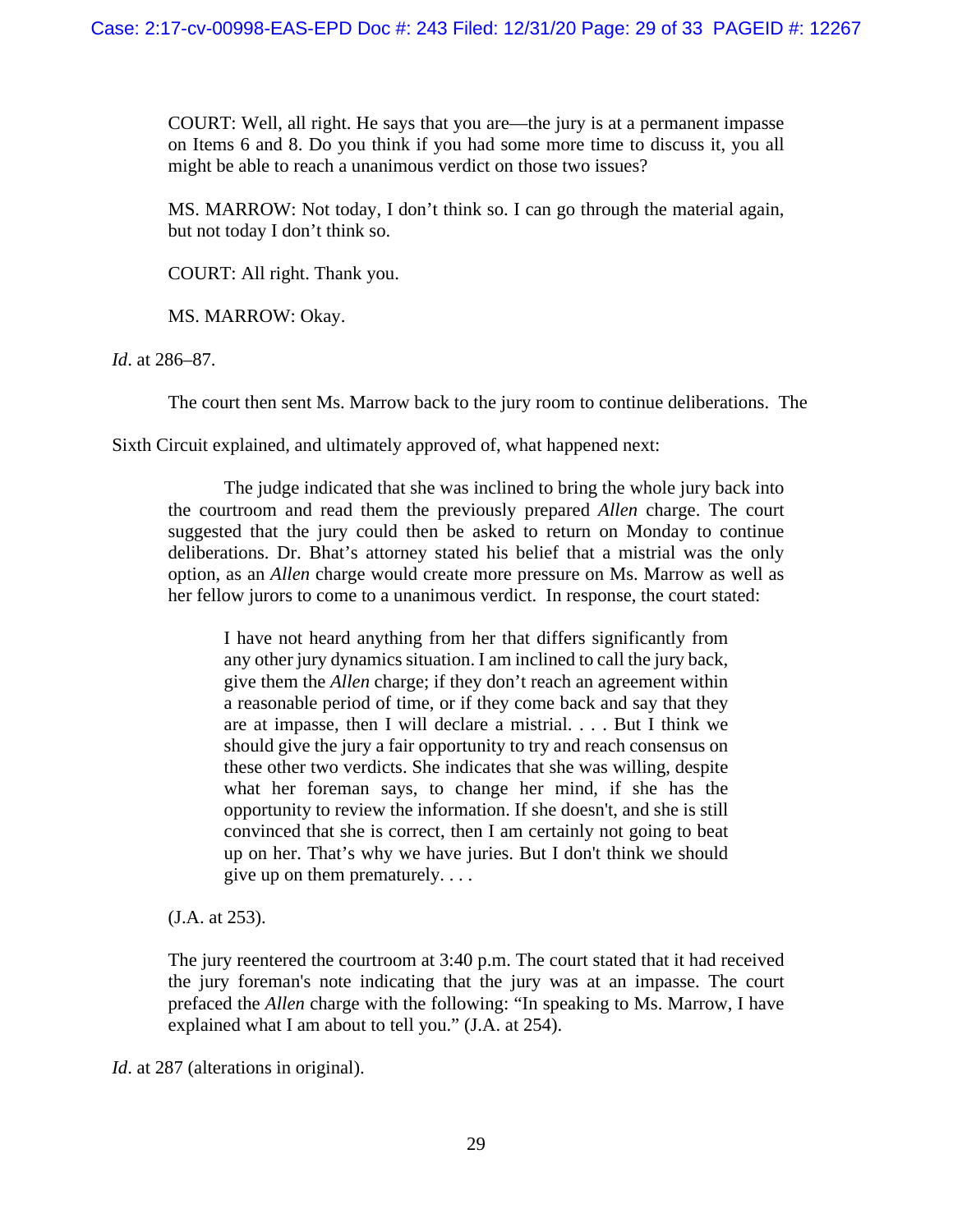> COURT: Well, all right. He says that you are—the jury is at a permanent impasse on Items 6 and 8. Do you think if you had some more time to discuss it, you all might be able to reach a unanimous verdict on those two issues?
>
> MS. MARROW: Not today, I don't think so. I can go through the material again, but not today I don't think so.
>
> COURT: All right. Thank you.
>
> MS. MARROW: Okay.

*Id*. at 286–87.

The court then sent Ms. Marrow back to the jury room to continue deliberations. The Sixth Circuit explained, and ultimately approved of, what happened next:

> The judge indicated that she was inclined to bring the whole jury back into the courtroom and read them the previously prepared *Allen* charge. The court suggested that the jury could then be asked to return on Monday to continue deliberations. Dr. Bhat's attorney stated his belief that a mistrial was the only option, as an *Allen* charge would create more pressure on Ms. Marrow as well as her fellow jurors to come to a unanimous verdict. In response, the court stated:
>
> > I have not heard anything from her that differs significantly from any other jury dynamics situation. I am inclined to call the jury back, give them the *Allen* charge; if they don't reach an agreement within a reasonable period of time, or if they come back and say that they are at impasse, then I will declare a mistrial. . . . But I think we should give the jury a fair opportunity to try and reach consensus on these other two verdicts. She indicates that she was willing, despite what her foreman says, to change her mind, if she has the opportunity to review the information. If she doesn't, and she is still convinced that she is correct, then I am certainly not going to beat up on her. That's why we have juries. But I don't think we should give up on them prematurely. . . .
>
> (J.A. at 253).
>
> The jury reentered the courtroom at 3:40 p.m. The court stated that it had received the jury foreman's note indicating that the jury was at an impasse. The court prefaced the *Allen* charge with the following: "In speaking to Ms. Marrow, I have explained what I am about to tell you." (J.A. at 254).

*Id*. at 287 (alterations in original).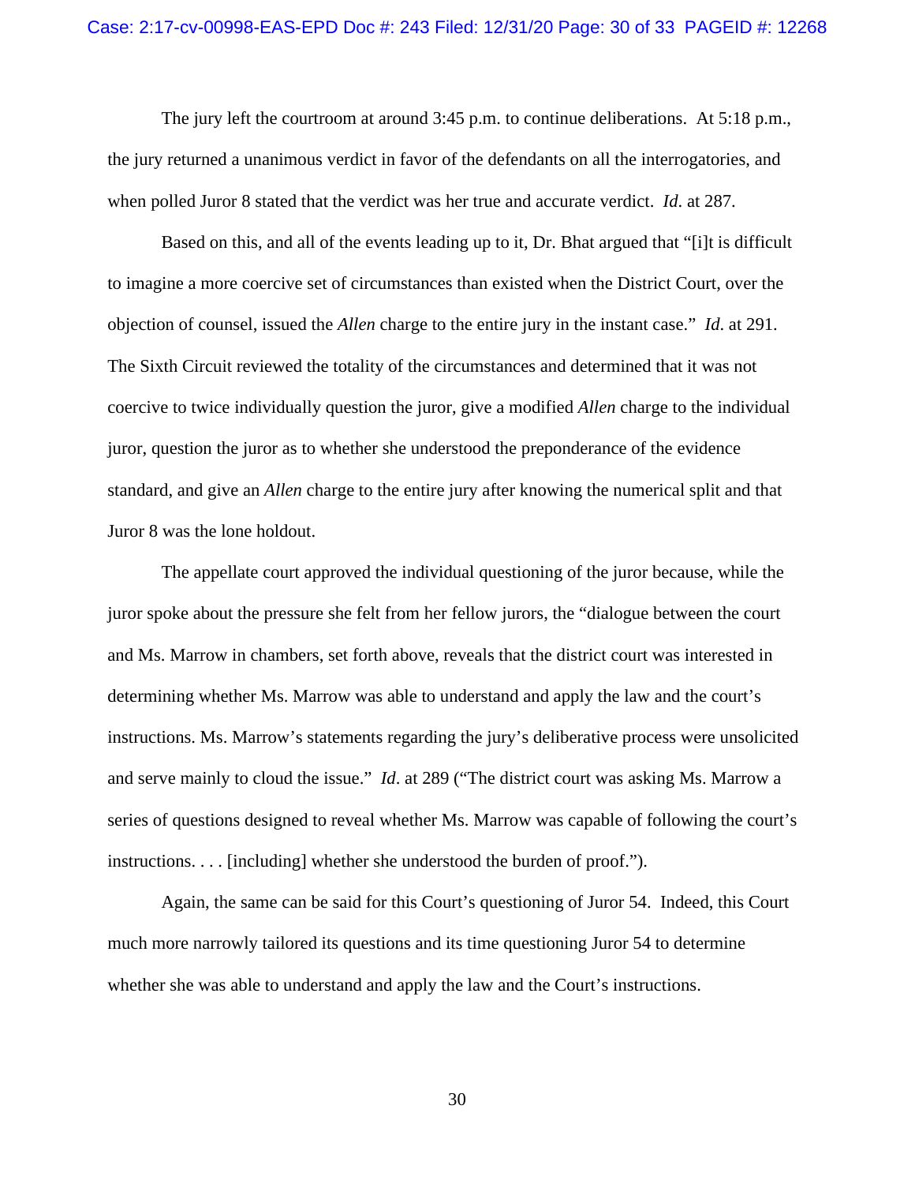The jury left the courtroom at around 3:45 p.m. to continue deliberations. At 5:18 p.m., the jury returned a unanimous verdict in favor of the defendants on all the interrogatories, and when polled Juror 8 stated that the verdict was her true and accurate verdict. *Id*. at 287.

Based on this, and all of the events leading up to it, Dr. Bhat argued that "[i]t is difficult to imagine a more coercive set of circumstances than existed when the District Court, over the objection of counsel, issued the *Allen* charge to the entire jury in the instant case." *Id*. at 291. The Sixth Circuit reviewed the totality of the circumstances and determined that it was not coercive to twice individually question the juror, give a modified *Allen* charge to the individual juror, question the juror as to whether she understood the preponderance of the evidence standard, and give an *Allen* charge to the entire jury after knowing the numerical split and that Juror 8 was the lone holdout.

The appellate court approved the individual questioning of the juror because, while the juror spoke about the pressure she felt from her fellow jurors, the "dialogue between the court and Ms. Marrow in chambers, set forth above, reveals that the district court was interested in determining whether Ms. Marrow was able to understand and apply the law and the court's instructions. Ms. Marrow's statements regarding the jury's deliberative process were unsolicited and serve mainly to cloud the issue." *Id*. at 289 ("The district court was asking Ms. Marrow a series of questions designed to reveal whether Ms. Marrow was capable of following the court's instructions. . . . [including] whether she understood the burden of proof.").

Again, the same can be said for this Court's questioning of Juror 54. Indeed, this Court much more narrowly tailored its questions and its time questioning Juror 54 to determine whether she was able to understand and apply the law and the Court's instructions.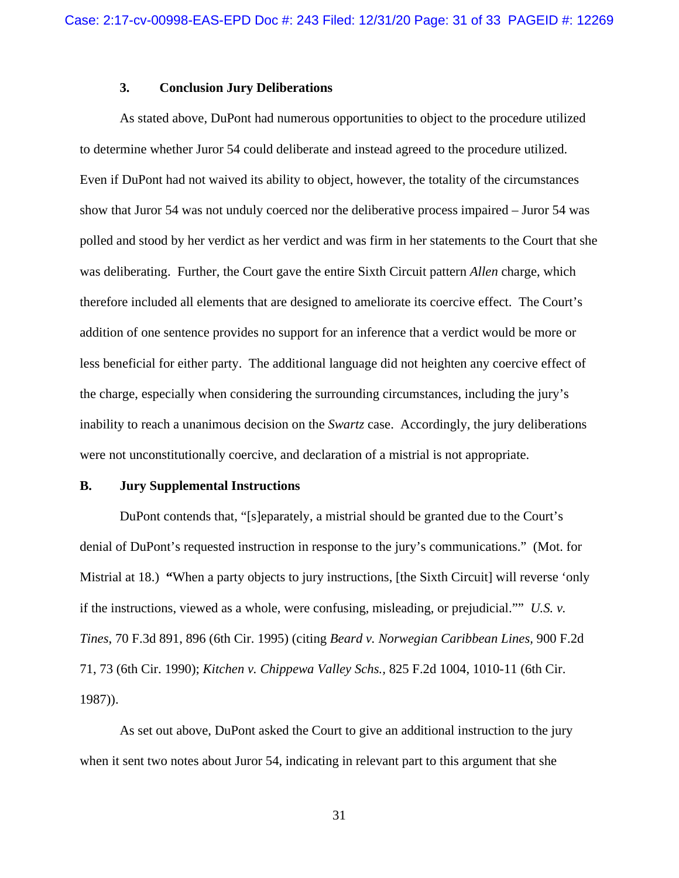### 3. Conclusion Jury Deliberations

As stated above, DuPont had numerous opportunities to object to the procedure utilized to determine whether Juror 54 could deliberate and instead agreed to the procedure utilized. Even if DuPont had not waived its ability to object, however, the totality of the circumstances show that Juror 54 was not unduly coerced nor the deliberative process impaired – Juror 54 was polled and stood by her verdict as her verdict and was firm in her statements to the Court that she was deliberating. Further, the Court gave the entire Sixth Circuit pattern *Allen* charge, which therefore included all elements that are designed to ameliorate its coercive effect. The Court's addition of one sentence provides no support for an inference that a verdict would be more or less beneficial for either party. The additional language did not heighten any coercive effect of the charge, especially when considering the surrounding circumstances, including the jury's inability to reach a unanimous decision on the *Swartz* case. Accordingly, the jury deliberations were not unconstitutionally coercive, and declaration of a mistrial is not appropriate.

## B. Jury Supplemental Instructions

DuPont contends that, "[s]eparately, a mistrial should be granted due to the Court's denial of DuPont's requested instruction in response to the jury's communications." (Mot. for Mistrial at 18.) **"**When a party objects to jury instructions, [the Sixth Circuit] will reverse 'only if the instructions, viewed as a whole, were confusing, misleading, or prejudicial."" *U.S. v. Tines*, 70 F.3d 891, 896 (6th Cir. 1995) (citing *Beard v. Norwegian Caribbean Lines,* 900 F.2d 71, 73 (6th Cir. 1990); *Kitchen v. Chippewa Valley Schs.*, 825 F.2d 1004, 1010-11 (6th Cir. 1987)).

As set out above, DuPont asked the Court to give an additional instruction to the jury when it sent two notes about Juror 54, indicating in relevant part to this argument that she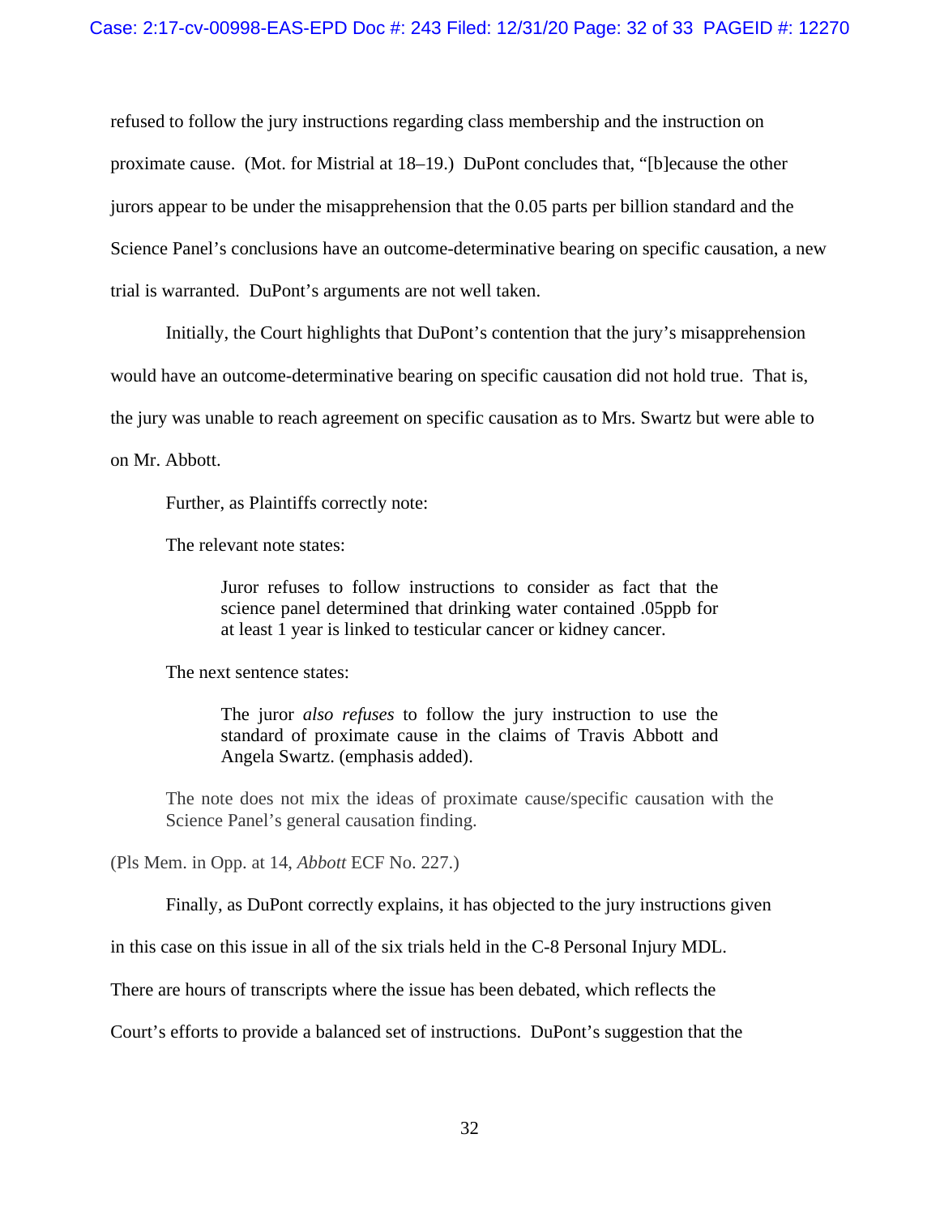refused to follow the jury instructions regarding class membership and the instruction on proximate cause. (Mot. for Mistrial at 18–19.) DuPont concludes that, "[b]ecause the other jurors appear to be under the misapprehension that the 0.05 parts per billion standard and the Science Panel's conclusions have an outcome-determinative bearing on specific causation, a new trial is warranted. DuPont's arguments are not well taken.

Initially, the Court highlights that DuPont's contention that the jury's misapprehension would have an outcome-determinative bearing on specific causation did not hold true. That is, the jury was unable to reach agreement on specific causation as to Mrs. Swartz but were able to on Mr. Abbott.

Further, as Plaintiffs correctly note:

> The relevant note states:
>
> > Juror refuses to follow instructions to consider as fact that the science panel determined that drinking water contained .05ppb for at least 1 year is linked to testicular cancer or kidney cancer.
>
> The next sentence states:
>
> > The juror *also refuses* to follow the jury instruction to use the standard of proximate cause in the claims of Travis Abbott and Angela Swartz. (emphasis added).
>
> The note does not mix the ideas of proximate cause/specific causation with the Science Panel's general causation finding.

(Pls Mem. in Opp. at 14, *Abbott* ECF No. 227.)

Finally, as DuPont correctly explains, it has objected to the jury instructions given in this case on this issue in all of the six trials held in the C-8 Personal Injury MDL. There are hours of transcripts where the issue has been debated, which reflects the Court's efforts to provide a balanced set of instructions. DuPont's suggestion that the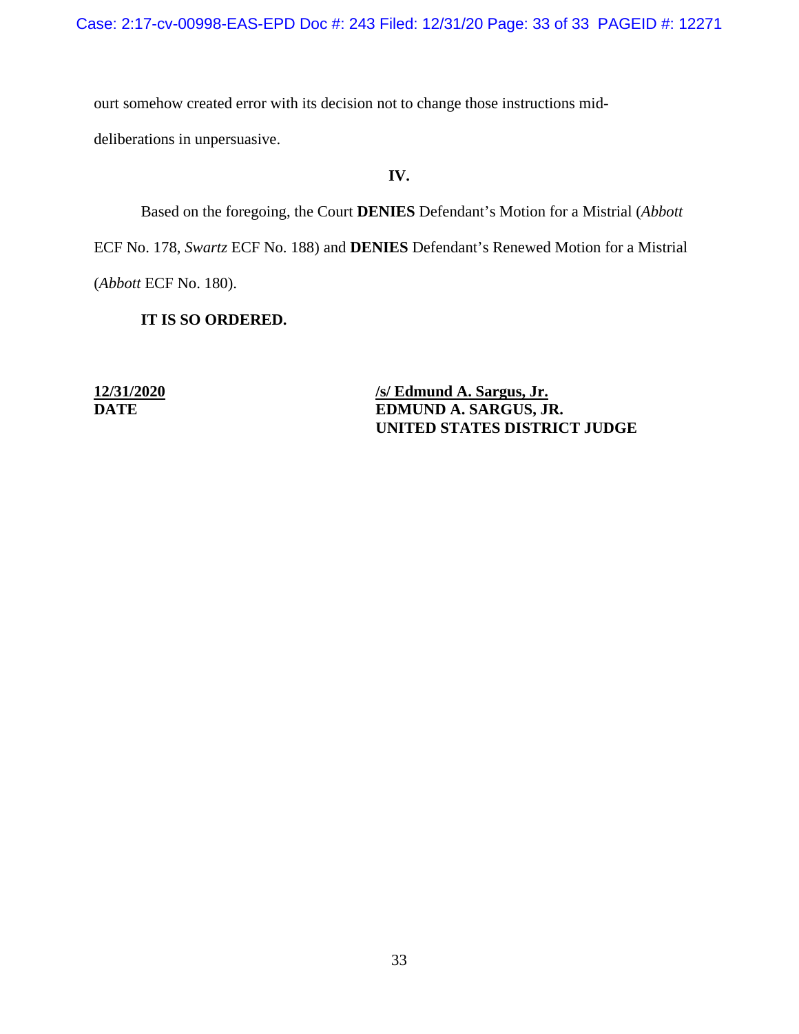ourt somehow created error with its decision not to change those instructions mid-deliberations in unpersuasive.

**IV.**

Based on the foregoing, the Court **DENIES** Defendant's Motion for a Mistrial (*Abbott* ECF No. 178, *Swartz* ECF No. 188) and **DENIES** Defendant's Renewed Motion for a Mistrial (*Abbott* ECF No. 180).

**IT IS SO ORDERED.**

**12/31/2020**
**DATE**

**/s/ Edmund A. Sargus, Jr.**
**EDMUND A. SARGUS, JR.**
**UNITED STATES DISTRICT JUDGE**